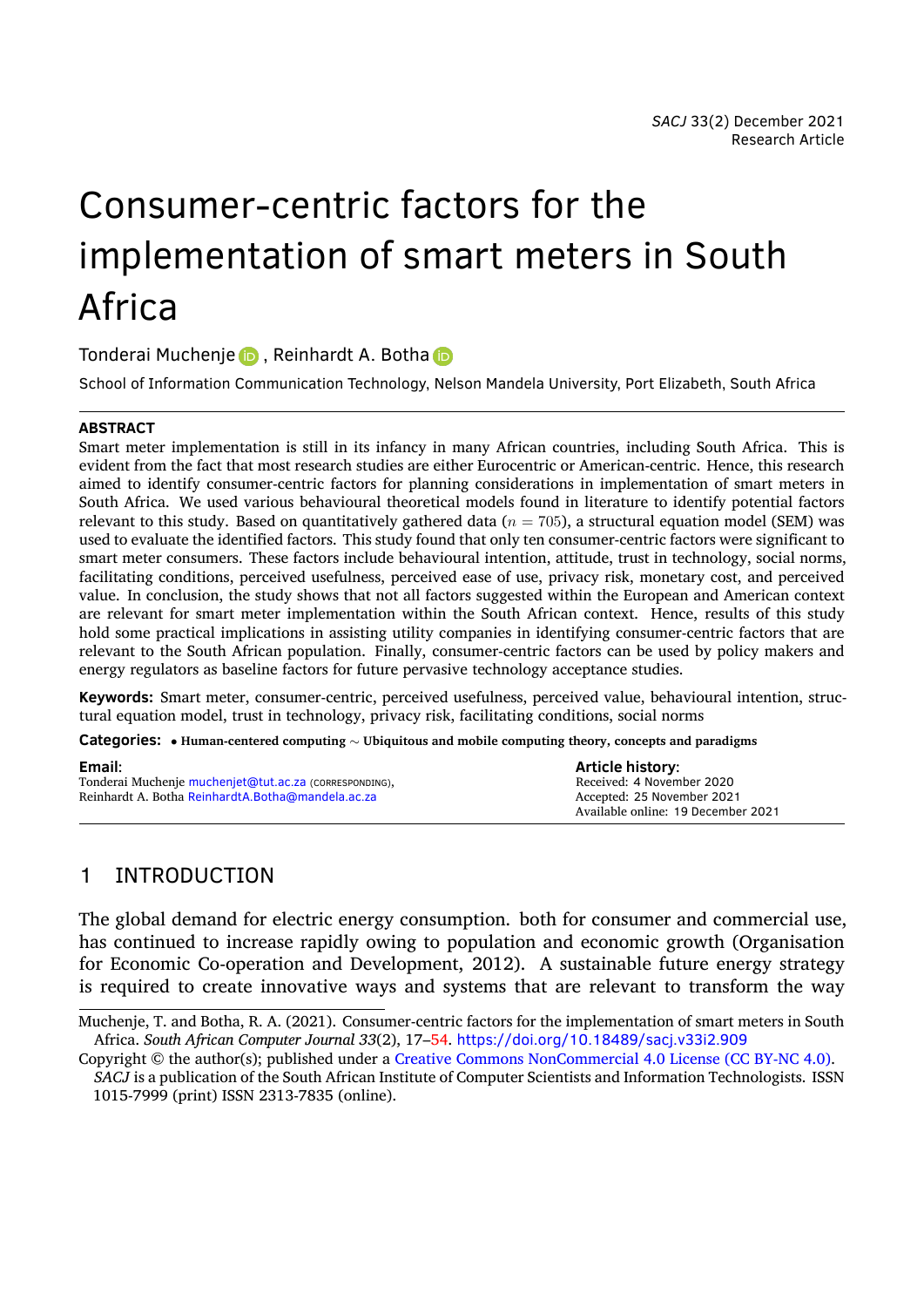# Consumer-centric factors for the implementation of smart meters in South Africa

Tonderai Muchenje, Reinhardt A. Botha

School of Information Communication Technology, Nelson Mandela University, Port Elizabeth, South Africa

**ABSTRACT**

Smart meter implementation is still in its infancy in many African countries, including South Africa. This is evident from the fact that most research studies are either Eurocentric or American-centric. Hence, this research aimed to identify consumer-centric factors for planning considerations in implementation of smart meters in South Africa. We used various behavioural theoretical models found in literature to identify potential factors relevant to this study. Based on quantitatively gathered data ($n = 705$), a structural equation model (SEM) was used to evaluate the identified factors. This study found that only ten consumer-centric factors were significant to smart meter consumers. These factors include behavioural intention, attitude, trust in technology, social norms, facilitating conditions, perceived usefulness, perceived ease of use, privacy risk, monetary cost, and perceived value. In conclusion, the study shows that not all factors suggested within the European and American context are relevant for smart meter implementation within the South African context. Hence, results of this study hold some practical implications in assisting utility companies in identifying consumer-centric factors that are relevant to the South African population. Finally, consumer-centric factors can be used by policy makers and energy regulators as baseline factors for future pervasive technology acceptance studies.

**Keywords:** Smart meter, consumer-centric, perceived usefulness, perceived value, behavioural intention, structural equation model, trust in technology, privacy risk, facilitating conditions, social norms

**Categories:** • **Human-centered computing ~ Ubiquitous and mobile computing theory, concepts and paradigms**

**Email**:
Tonderai Muchenje muchenjet@tut.ac.za (CORRESPONDING),
Reinhardt A. Botha ReinhardtA.Botha@mandela.ac.za

**Article history**:
Received: 4 November 2020
Accepted: 25 November 2021
Available online: 19 December 2021

## 1 INTRODUCTION

The global demand for electric energy consumption. both for consumer and commercial use, has continued to increase rapidly owing to population and economic growth (Organisation for Economic Co-operation and Development, 2012). A sustainable future energy strategy is required to create innovative ways and systems that are relevant to transform the way

---

Muchenje, T. and Botha, R. A. (2021). Consumer-centric factors for the implementation of smart meters in South Africa. *South African Computer Journal 33*(2), 17–54. https://doi.org/10.18489/sacj.v33i2.909

Copyright © the author(s); published under a Creative Commons NonCommercial 4.0 License (CC BY-NC 4.0).
*SACJ* is a publication of the South African Institute of Computer Scientists and Information Technologists. ISSN 1015-7999 (print) ISSN 2313-7835 (online).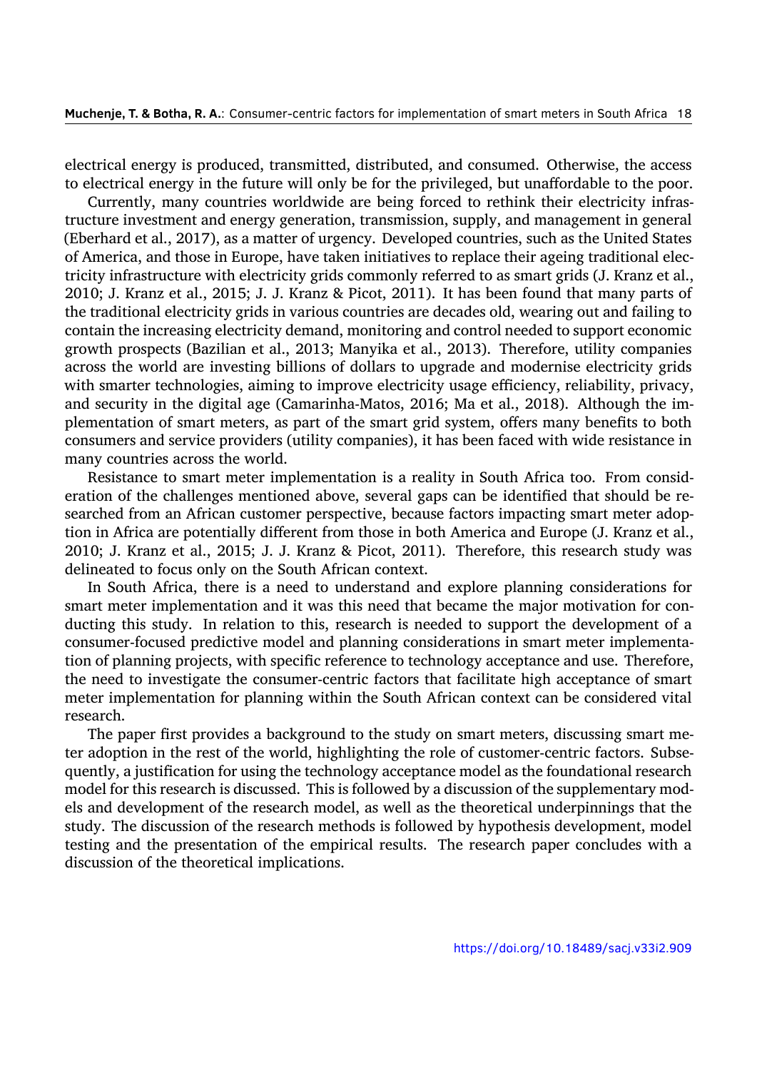electrical energy is produced, transmitted, distributed, and consumed. Otherwise, the access to electrical energy in the future will only be for the privileged, but unaffordable to the poor.

Currently, many countries worldwide are being forced to rethink their electricity infrastructure investment and energy generation, transmission, supply, and management in general (Eberhard et al., 2017), as a matter of urgency. Developed countries, such as the United States of America, and those in Europe, have taken initiatives to replace their ageing traditional electricity infrastructure with electricity grids commonly referred to as smart grids (J. Kranz et al., 2010; J. Kranz et al., 2015; J. J. Kranz & Picot, 2011). It has been found that many parts of the traditional electricity grids in various countries are decades old, wearing out and failing to contain the increasing electricity demand, monitoring and control needed to support economic growth prospects (Bazilian et al., 2013; Manyika et al., 2013). Therefore, utility companies across the world are investing billions of dollars to upgrade and modernise electricity grids with smarter technologies, aiming to improve electricity usage efficiency, reliability, privacy, and security in the digital age (Camarinha-Matos, 2016; Ma et al., 2018). Although the implementation of smart meters, as part of the smart grid system, offers many benefits to both consumers and service providers (utility companies), it has been faced with wide resistance in many countries across the world.

Resistance to smart meter implementation is a reality in South Africa too. From consideration of the challenges mentioned above, several gaps can be identified that should be researched from an African customer perspective, because factors impacting smart meter adoption in Africa are potentially different from those in both America and Europe (J. Kranz et al., 2010; J. Kranz et al., 2015; J. J. Kranz & Picot, 2011). Therefore, this research study was delineated to focus only on the South African context.

In South Africa, there is a need to understand and explore planning considerations for smart meter implementation and it was this need that became the major motivation for conducting this study. In relation to this, research is needed to support the development of a consumer-focused predictive model and planning considerations in smart meter implementation of planning projects, with specific reference to technology acceptance and use. Therefore, the need to investigate the consumer-centric factors that facilitate high acceptance of smart meter implementation for planning within the South African context can be considered vital research.

The paper first provides a background to the study on smart meters, discussing smart meter adoption in the rest of the world, highlighting the role of customer-centric factors. Subsequently, a justification for using the technology acceptance model as the foundational research model for this research is discussed. This is followed by a discussion of the supplementary models and development of the research model, as well as the theoretical underpinnings that the study. The discussion of the research methods is followed by hypothesis development, model testing and the presentation of the empirical results. The research paper concludes with a discussion of the theoretical implications.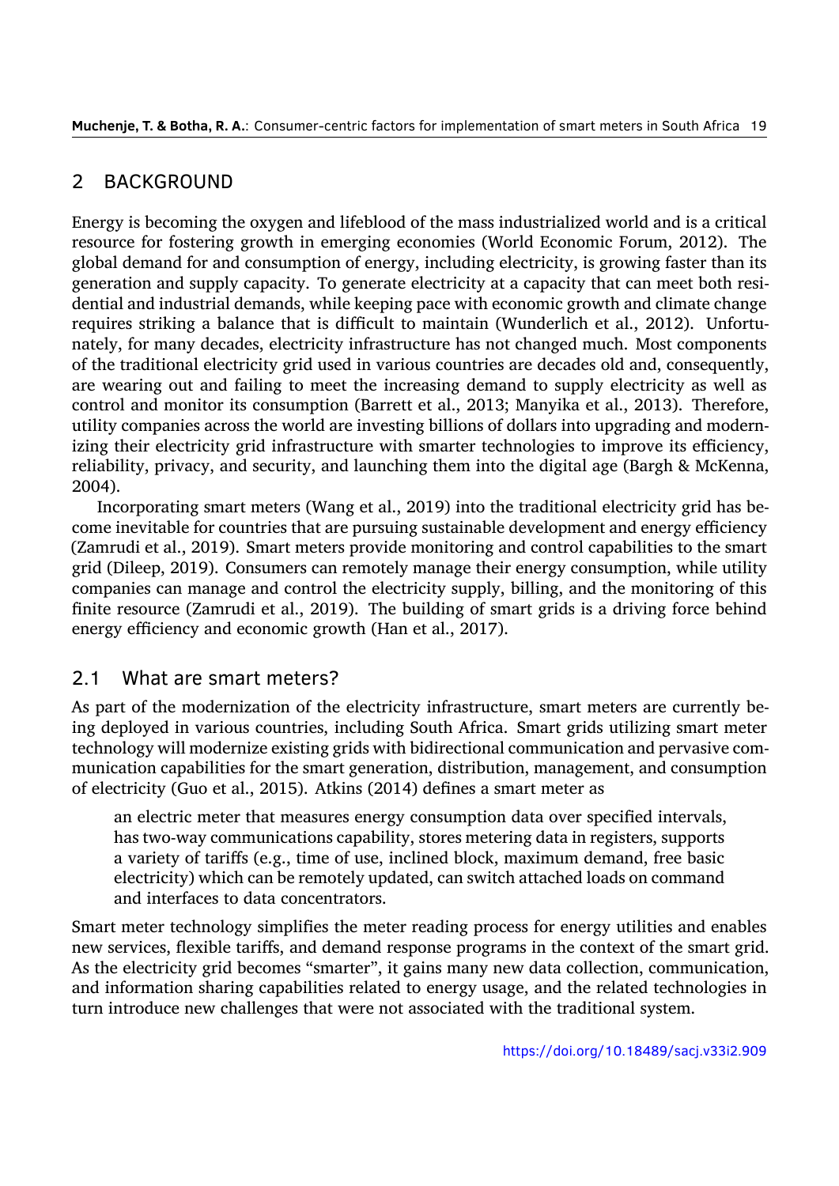## 2 BACKGROUND

Energy is becoming the oxygen and lifeblood of the mass industrialized world and is a critical resource for fostering growth in emerging economies (World Economic Forum, 2012). The global demand for and consumption of energy, including electricity, is growing faster than its generation and supply capacity. To generate electricity at a capacity that can meet both residential and industrial demands, while keeping pace with economic growth and climate change requires striking a balance that is difficult to maintain (Wunderlich et al., 2012). Unfortunately, for many decades, electricity infrastructure has not changed much. Most components of the traditional electricity grid used in various countries are decades old and, consequently, are wearing out and failing to meet the increasing demand to supply electricity as well as control and monitor its consumption (Barrett et al., 2013; Manyika et al., 2013). Therefore, utility companies across the world are investing billions of dollars into upgrading and modernizing their electricity grid infrastructure with smarter technologies to improve its efficiency, reliability, privacy, and security, and launching them into the digital age (Bargh & McKenna, 2004).

Incorporating smart meters (Wang et al., 2019) into the traditional electricity grid has become inevitable for countries that are pursuing sustainable development and energy efficiency (Zamrudi et al., 2019). Smart meters provide monitoring and control capabilities to the smart grid (Dileep, 2019). Consumers can remotely manage their energy consumption, while utility companies can manage and control the electricity supply, billing, and the monitoring of this finite resource (Zamrudi et al., 2019). The building of smart grids is a driving force behind energy efficiency and economic growth (Han et al., 2017).

### 2.1 What are smart meters?

As part of the modernization of the electricity infrastructure, smart meters are currently being deployed in various countries, including South Africa. Smart grids utilizing smart meter technology will modernize existing grids with bidirectional communication and pervasive communication capabilities for the smart generation, distribution, management, and consumption of electricity (Guo et al., 2015). Atkins (2014) defines a smart meter as

> an electric meter that measures energy consumption data over specified intervals, has two-way communications capability, stores metering data in registers, supports a variety of tariffs (e.g., time of use, inclined block, maximum demand, free basic electricity) which can be remotely updated, can switch attached loads on command and interfaces to data concentrators.

Smart meter technology simplifies the meter reading process for energy utilities and enables new services, flexible tariffs, and demand response programs in the context of the smart grid. As the electricity grid becomes "smarter", it gains many new data collection, communication, and information sharing capabilities related to energy usage, and the related technologies in turn introduce new challenges that were not associated with the traditional system.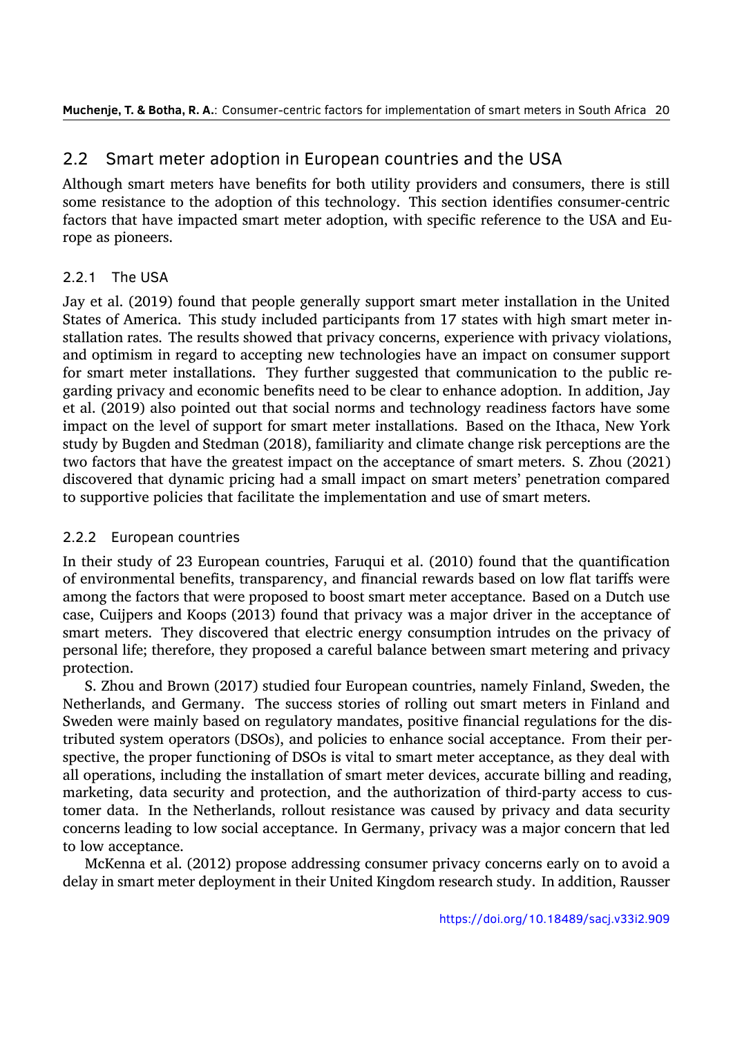## 2.2 Smart meter adoption in European countries and the USA

Although smart meters have benefits for both utility providers and consumers, there is still some resistance to the adoption of this technology. This section identifies consumer-centric factors that have impacted smart meter adoption, with specific reference to the USA and Europe as pioneers.

### 2.2.1 The USA

Jay et al. (2019) found that people generally support smart meter installation in the United States of America. This study included participants from 17 states with high smart meter installation rates. The results showed that privacy concerns, experience with privacy violations, and optimism in regard to accepting new technologies have an impact on consumer support for smart meter installations. They further suggested that communication to the public regarding privacy and economic benefits need to be clear to enhance adoption. In addition, Jay et al. (2019) also pointed out that social norms and technology readiness factors have some impact on the level of support for smart meter installations. Based on the Ithaca, New York study by Bugden and Stedman (2018), familiarity and climate change risk perceptions are the two factors that have the greatest impact on the acceptance of smart meters. S. Zhou (2021) discovered that dynamic pricing had a small impact on smart meters' penetration compared to supportive policies that facilitate the implementation and use of smart meters.

### 2.2.2 European countries

In their study of 23 European countries, Faruqui et al. (2010) found that the quantification of environmental benefits, transparency, and financial rewards based on low flat tariffs were among the factors that were proposed to boost smart meter acceptance. Based on a Dutch use case, Cuijpers and Koops (2013) found that privacy was a major driver in the acceptance of smart meters. They discovered that electric energy consumption intrudes on the privacy of personal life; therefore, they proposed a careful balance between smart metering and privacy protection.

S. Zhou and Brown (2017) studied four European countries, namely Finland, Sweden, the Netherlands, and Germany. The success stories of rolling out smart meters in Finland and Sweden were mainly based on regulatory mandates, positive financial regulations for the distributed system operators (DSOs), and policies to enhance social acceptance. From their perspective, the proper functioning of DSOs is vital to smart meter acceptance, as they deal with all operations, including the installation of smart meter devices, accurate billing and reading, marketing, data security and protection, and the authorization of third-party access to customer data. In the Netherlands, rollout resistance was caused by privacy and data security concerns leading to low social acceptance. In Germany, privacy was a major concern that led to low acceptance.

McKenna et al. (2012) propose addressing consumer privacy concerns early on to avoid a delay in smart meter deployment in their United Kingdom research study. In addition, Rausser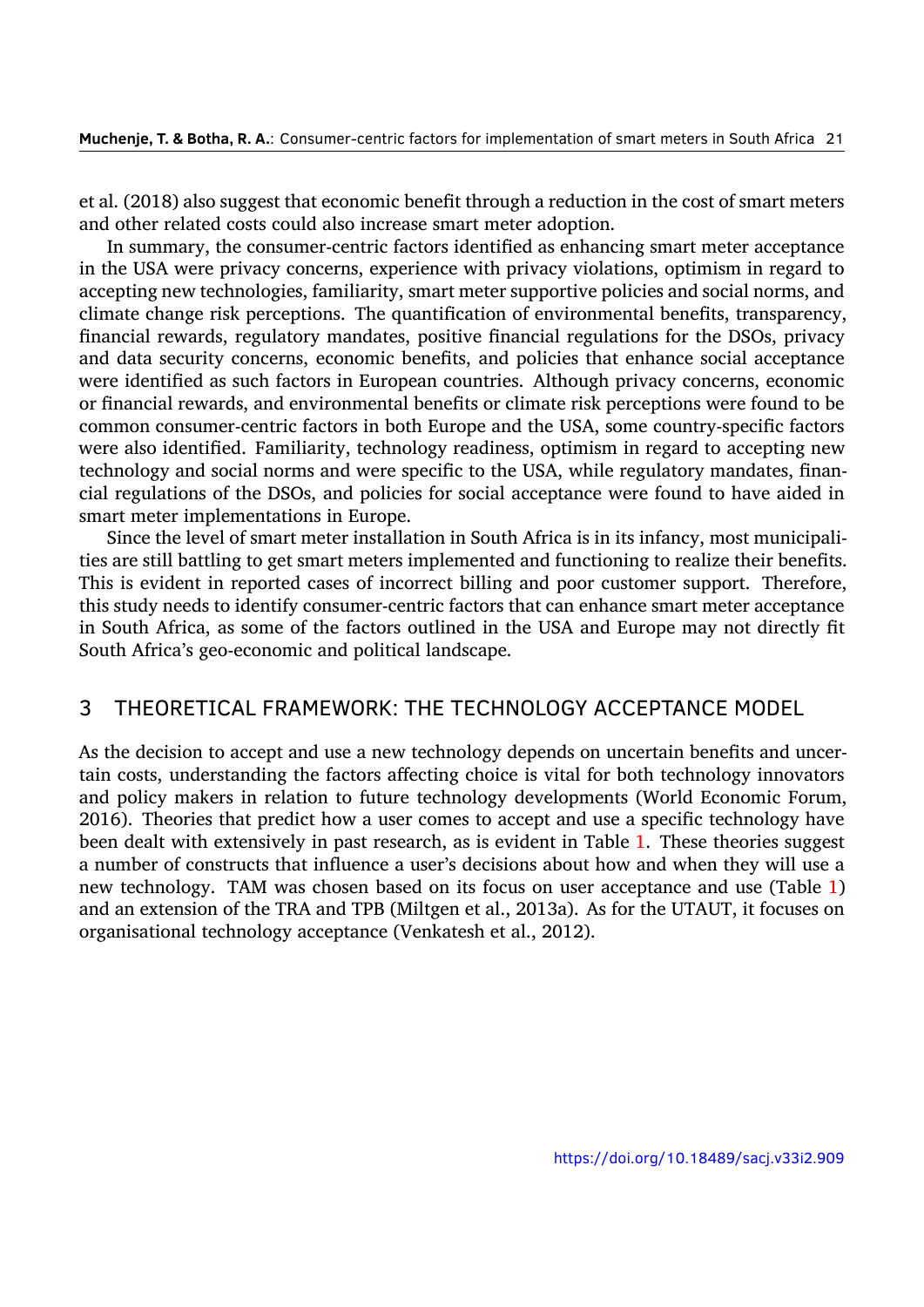et al. (2018) also suggest that economic benefit through a reduction in the cost of smart meters and other related costs could also increase smart meter adoption.

In summary, the consumer-centric factors identified as enhancing smart meter acceptance in the USA were privacy concerns, experience with privacy violations, optimism in regard to accepting new technologies, familiarity, smart meter supportive policies and social norms, and climate change risk perceptions. The quantification of environmental benefits, transparency, financial rewards, regulatory mandates, positive financial regulations for the DSOs, privacy and data security concerns, economic benefits, and policies that enhance social acceptance were identified as such factors in European countries. Although privacy concerns, economic or financial rewards, and environmental benefits or climate risk perceptions were found to be common consumer-centric factors in both Europe and the USA, some country-specific factors were also identified. Familiarity, technology readiness, optimism in regard to accepting new technology and social norms and were specific to the USA, while regulatory mandates, financial regulations of the DSOs, and policies for social acceptance were found to have aided in smart meter implementations in Europe.

Since the level of smart meter installation in South Africa is in its infancy, most municipalities are still battling to get smart meters implemented and functioning to realize their benefits. This is evident in reported cases of incorrect billing and poor customer support. Therefore, this study needs to identify consumer-centric factors that can enhance smart meter acceptance in South Africa, as some of the factors outlined in the USA and Europe may not directly fit South Africa's geo-economic and political landscape.

## 3 THEORETICAL FRAMEWORK: THE TECHNOLOGY ACCEPTANCE MODEL

As the decision to accept and use a new technology depends on uncertain benefits and uncertain costs, understanding the factors affecting choice is vital for both technology innovators and policy makers in relation to future technology developments (World Economic Forum, 2016). Theories that predict how a user comes to accept and use a specific technology have been dealt with extensively in past research, as is evident in Table 1. These theories suggest a number of constructs that influence a user's decisions about how and when they will use a new technology. TAM was chosen based on its focus on user acceptance and use (Table 1) and an extension of the TRA and TPB (Miltgen et al., 2013a). As for the UTAUT, it focuses on organisational technology acceptance (Venkatesh et al., 2012).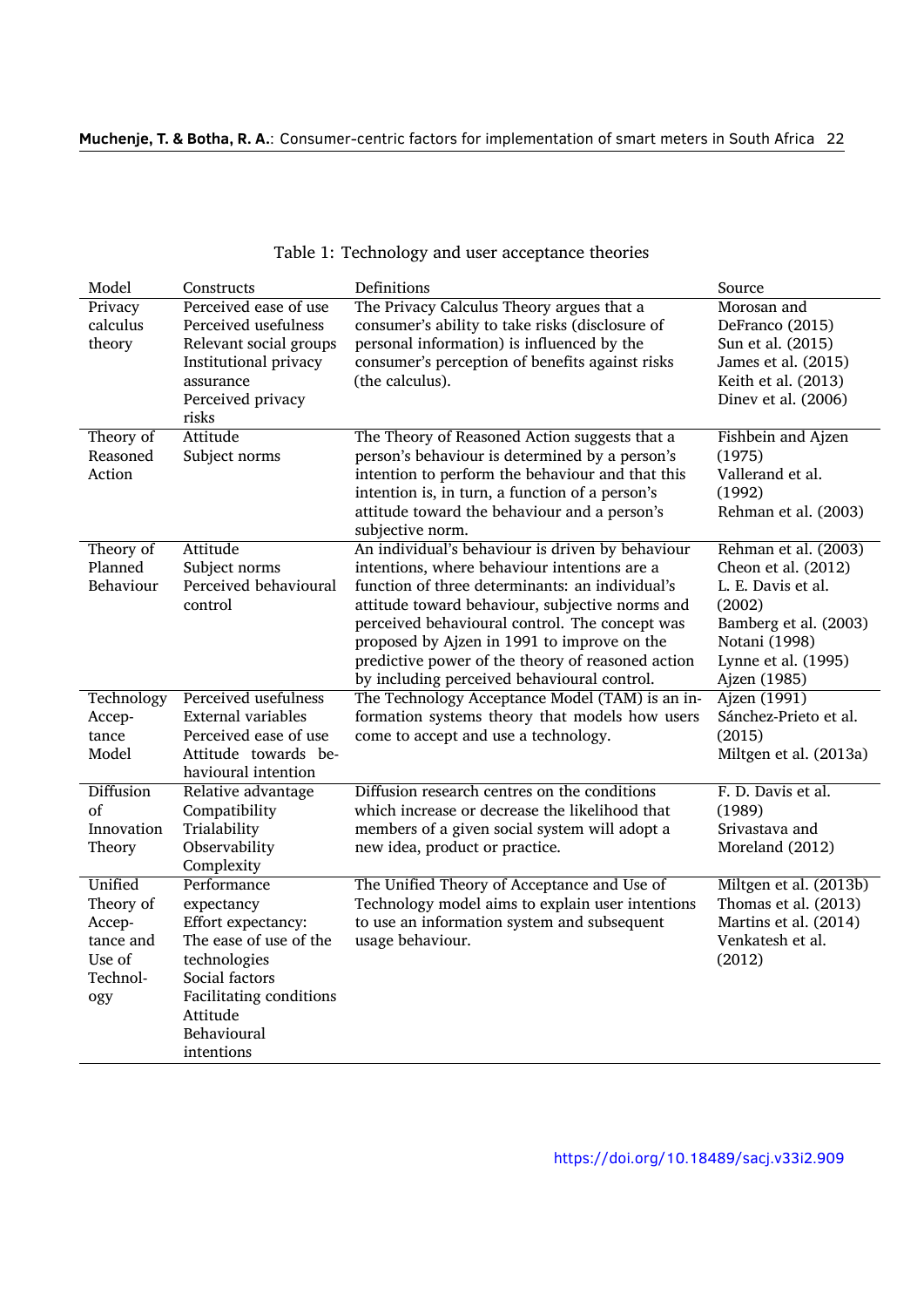Table 1: Technology and user acceptance theories

| Model | Constructs | Definitions | Source |
|---|---|---|---|
| Privacy calculus theory | Perceived ease of use<br>Perceived usefulness<br>Relevant social groups<br>Institutional privacy assurance<br>Perceived privacy risks | The Privacy Calculus Theory argues that a consumer's ability to take risks (disclosure of personal information) is influenced by the consumer's perception of benefits against risks (the calculus). | Morosan and DeFranco (2015)<br>Sun et al. (2015)<br>James et al. (2015)<br>Keith et al. (2013)<br>Dinev et al. (2006) |
| Theory of Reasoned Action | Attitude<br>Subject norms | The Theory of Reasoned Action suggests that a person's behaviour is determined by a person's intention to perform the behaviour and that this intention is, in turn, a function of a person's attitude toward the behaviour and a person's subjective norm. | Fishbein and Ajzen (1975)<br>Vallerand et al. (1992)<br>Rehman et al. (2003) |
| Theory of Planned Behaviour | Attitude<br>Subject norms<br>Perceived behavioural control | An individual's behaviour is driven by behaviour intentions, where behaviour intentions are a function of three determinants: an individual's attitude toward behaviour, subjective norms and perceived behavioural control. The concept was proposed by Ajzen in 1991 to improve on the predictive power of the theory of reasoned action by including perceived behavioural control. | Rehman et al. (2003)<br>Cheon et al. (2012)<br>L. E. Davis et al. (2002)<br>Bamberg et al. (2003)<br>Notani (1998)<br>Lynne et al. (1995)<br>Ajzen (1985) |
| Technology Acceptance Model | Perceived usefulness<br>External variables<br>Perceived ease of use<br>Attitude towards behavioural intention | The Technology Acceptance Model (TAM) is an information systems theory that models how users come to accept and use a technology. | Ajzen (1991)<br>Sánchez-Prieto et al. (2015)<br>Miltgen et al. (2013a) |
| Diffusion of Innovation Theory | Relative advantage<br>Compatibility<br>Trialability<br>Observability<br>Complexity | Diffusion research centres on the conditions which increase or decrease the likelihood that members of a given social system will adopt a new idea, product or practice. | F. D. Davis et al. (1989)<br>Srivastava and Moreland (2012) |
| Unified Theory of Acceptance and Use of Technology | Performance expectancy<br>Effort expectancy: The ease of use of the technologies<br>Social factors<br>Facilitating conditions<br>Attitude<br>Behavioural intentions | The Unified Theory of Acceptance and Use of Technology model aims to explain user intentions to use an information system and subsequent usage behaviour. | Miltgen et al. (2013b)<br>Thomas et al. (2013)<br>Martins et al. (2014)<br>Venkatesh et al. (2012) |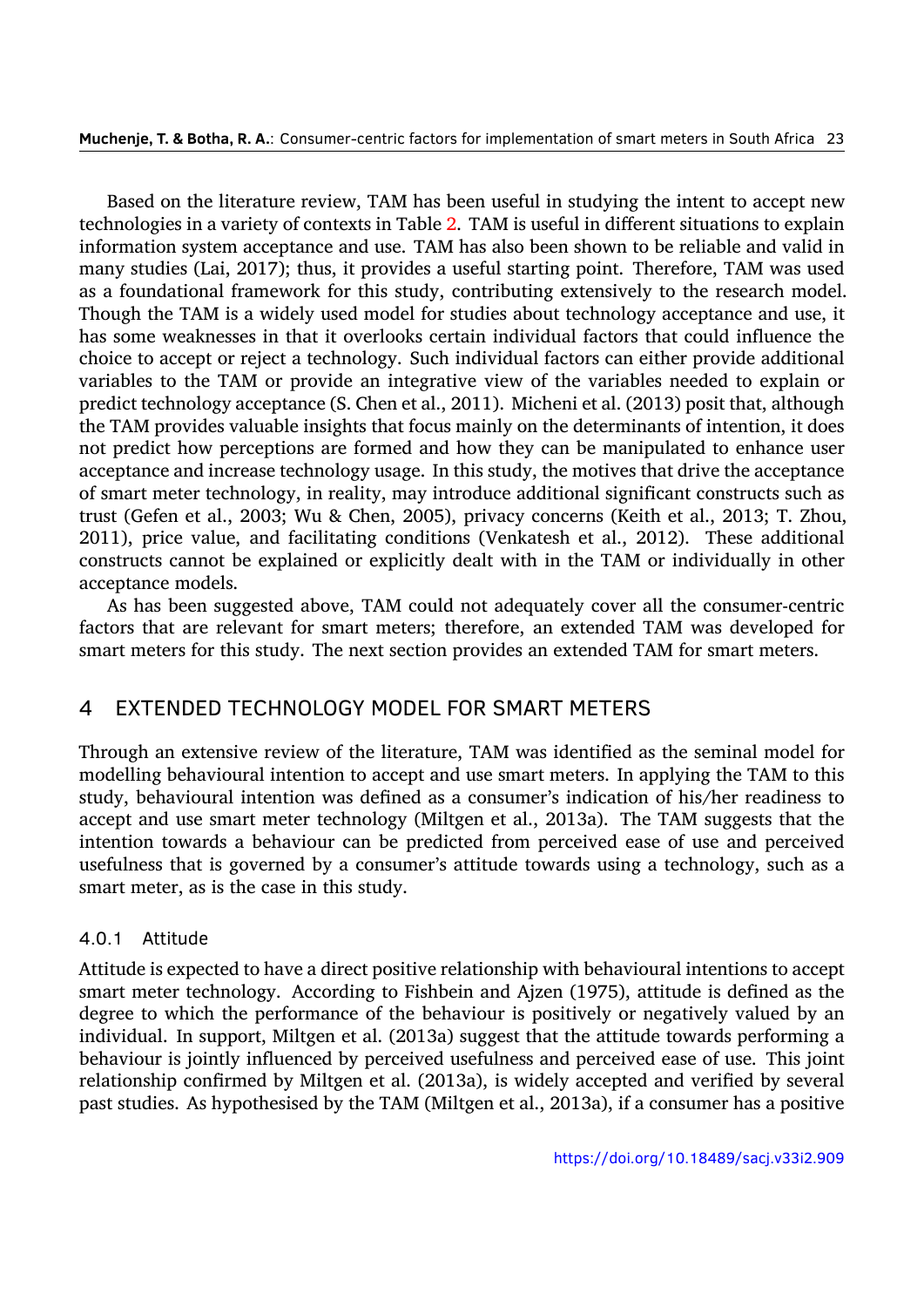Based on the literature review, TAM has been useful in studying the intent to accept new technologies in a variety of contexts in Table 2. TAM is useful in different situations to explain information system acceptance and use. TAM has also been shown to be reliable and valid in many studies (Lai, 2017); thus, it provides a useful starting point. Therefore, TAM was used as a foundational framework for this study, contributing extensively to the research model. Though the TAM is a widely used model for studies about technology acceptance and use, it has some weaknesses in that it overlooks certain individual factors that could influence the choice to accept or reject a technology. Such individual factors can either provide additional variables to the TAM or provide an integrative view of the variables needed to explain or predict technology acceptance (S. Chen et al., 2011). Micheni et al. (2013) posit that, although the TAM provides valuable insights that focus mainly on the determinants of intention, it does not predict how perceptions are formed and how they can be manipulated to enhance user acceptance and increase technology usage. In this study, the motives that drive the acceptance of smart meter technology, in reality, may introduce additional significant constructs such as trust (Gefen et al., 2003; Wu & Chen, 2005), privacy concerns (Keith et al., 2013; T. Zhou, 2011), price value, and facilitating conditions (Venkatesh et al., 2012). These additional constructs cannot be explained or explicitly dealt with in the TAM or individually in other acceptance models.

As has been suggested above, TAM could not adequately cover all the consumer-centric factors that are relevant for smart meters; therefore, an extended TAM was developed for smart meters for this study. The next section provides an extended TAM for smart meters.

## 4 EXTENDED TECHNOLOGY MODEL FOR SMART METERS

Through an extensive review of the literature, TAM was identified as the seminal model for modelling behavioural intention to accept and use smart meters. In applying the TAM to this study, behavioural intention was defined as a consumer's indication of his/her readiness to accept and use smart meter technology (Miltgen et al., 2013a). The TAM suggests that the intention towards a behaviour can be predicted from perceived ease of use and perceived usefulness that is governed by a consumer's attitude towards using a technology, such as a smart meter, as is the case in this study.

#### 4.0.1 Attitude

Attitude is expected to have a direct positive relationship with behavioural intentions to accept smart meter technology. According to Fishbein and Ajzen (1975), attitude is defined as the degree to which the performance of the behaviour is positively or negatively valued by an individual. In support, Miltgen et al. (2013a) suggest that the attitude towards performing a behaviour is jointly influenced by perceived usefulness and perceived ease of use. This joint relationship confirmed by Miltgen et al. (2013a), is widely accepted and verified by several past studies. As hypothesised by the TAM (Miltgen et al., 2013a), if a consumer has a positive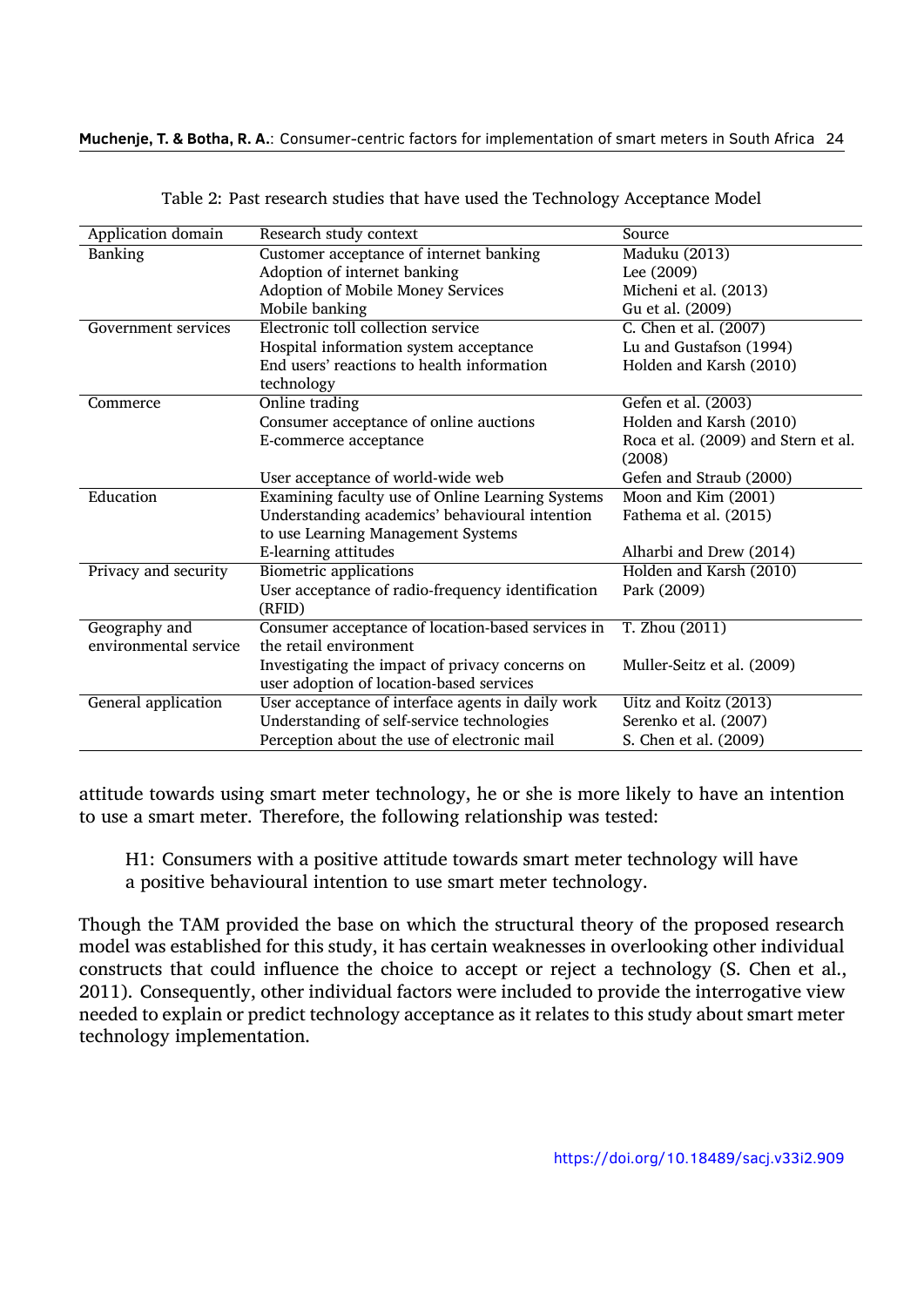Table 2: Past research studies that have used the Technology Acceptance Model

| Application domain | Research study context | Source |
|---|---|---|
| Banking | Customer acceptance of internet banking | Maduku (2013) |
| | Adoption of internet banking | Lee (2009) |
| | Adoption of Mobile Money Services | Micheni et al. (2013) |
| | Mobile banking | Gu et al. (2009) |
| Government services | Electronic toll collection service | C. Chen et al. (2007) |
| | Hospital information system acceptance | Lu and Gustafson (1994) |
| | End users' reactions to health information technology | Holden and Karsh (2010) |
| Commerce | Online trading | Gefen et al. (2003) |
| | Consumer acceptance of online auctions | Holden and Karsh (2010) |
| | E-commerce acceptance | Roca et al. (2009) and Stern et al. (2008) |
| | User acceptance of world-wide web | Gefen and Straub (2000) |
| Education | Examining faculty use of Online Learning Systems | Moon and Kim (2001) |
| | Understanding academics' behavioural intention to use Learning Management Systems | Fathema et al. (2015) |
| | E-learning attitudes | Alharbi and Drew (2014) |
| Privacy and security | Biometric applications | Holden and Karsh (2010) |
| | User acceptance of radio-frequency identification (RFID) | Park (2009) |
| Geography and environmental service | Consumer acceptance of location-based services in the retail environment | T. Zhou (2011) |
| | Investigating the impact of privacy concerns on user adoption of location-based services | Muller-Seitz et al. (2009) |
| General application | User acceptance of interface agents in daily work | Uitz and Koitz (2013) |
| | Understanding of self-service technologies | Serenko et al. (2007) |
| | Perception about the use of electronic mail | S. Chen et al. (2009) |

attitude towards using smart meter technology, he or she is more likely to have an intention to use a smart meter. Therefore, the following relationship was tested:

> H1: Consumers with a positive attitude towards smart meter technology will have a positive behavioural intention to use smart meter technology.

Though the TAM provided the base on which the structural theory of the proposed research model was established for this study, it has certain weaknesses in overlooking other individual constructs that could influence the choice to accept or reject a technology (S. Chen et al., 2011). Consequently, other individual factors were included to provide the interrogative view needed to explain or predict technology acceptance as it relates to this study about smart meter technology implementation.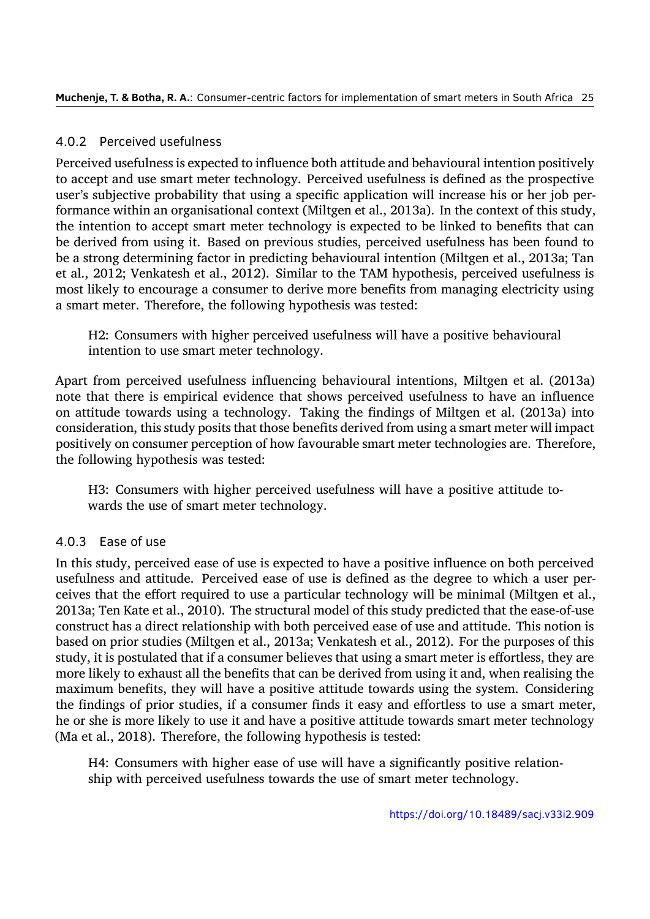#### 4.0.2 Perceived usefulness

Perceived usefulness is expected to influence both attitude and behavioural intention positively to accept and use smart meter technology. Perceived usefulness is defined as the prospective user's subjective probability that using a specific application will increase his or her job performance within an organisational context (Miltgen et al., 2013a). In the context of this study, the intention to accept smart meter technology is expected to be linked to benefits that can be derived from using it. Based on previous studies, perceived usefulness has been found to be a strong determining factor in predicting behavioural intention (Miltgen et al., 2013a; Tan et al., 2012; Venkatesh et al., 2012). Similar to the TAM hypothesis, perceived usefulness is most likely to encourage a consumer to derive more benefits from managing electricity using a smart meter. Therefore, the following hypothesis was tested:

> H2: Consumers with higher perceived usefulness will have a positive behavioural intention to use smart meter technology.

Apart from perceived usefulness influencing behavioural intentions, Miltgen et al. (2013a) note that there is empirical evidence that shows perceived usefulness to have an influence on attitude towards using a technology. Taking the findings of Miltgen et al. (2013a) into consideration, this study posits that those benefits derived from using a smart meter will impact positively on consumer perception of how favourable smart meter technologies are. Therefore, the following hypothesis was tested:

> H3: Consumers with higher perceived usefulness will have a positive attitude towards the use of smart meter technology.

#### 4.0.3 Ease of use

In this study, perceived ease of use is expected to have a positive influence on both perceived usefulness and attitude. Perceived ease of use is defined as the degree to which a user perceives that the effort required to use a particular technology will be minimal (Miltgen et al., 2013a; Ten Kate et al., 2010). The structural model of this study predicted that the ease-of-use construct has a direct relationship with both perceived ease of use and attitude. This notion is based on prior studies (Miltgen et al., 2013a; Venkatesh et al., 2012). For the purposes of this study, it is postulated that if a consumer believes that using a smart meter is effortless, they are more likely to exhaust all the benefits that can be derived from using it and, when realising the maximum benefits, they will have a positive attitude towards using the system. Considering the findings of prior studies, if a consumer finds it easy and effortless to use a smart meter, he or she is more likely to use it and have a positive attitude towards smart meter technology (Ma et al., 2018). Therefore, the following hypothesis is tested:

> H4: Consumers with higher ease of use will have a significantly positive relationship with perceived usefulness towards the use of smart meter technology.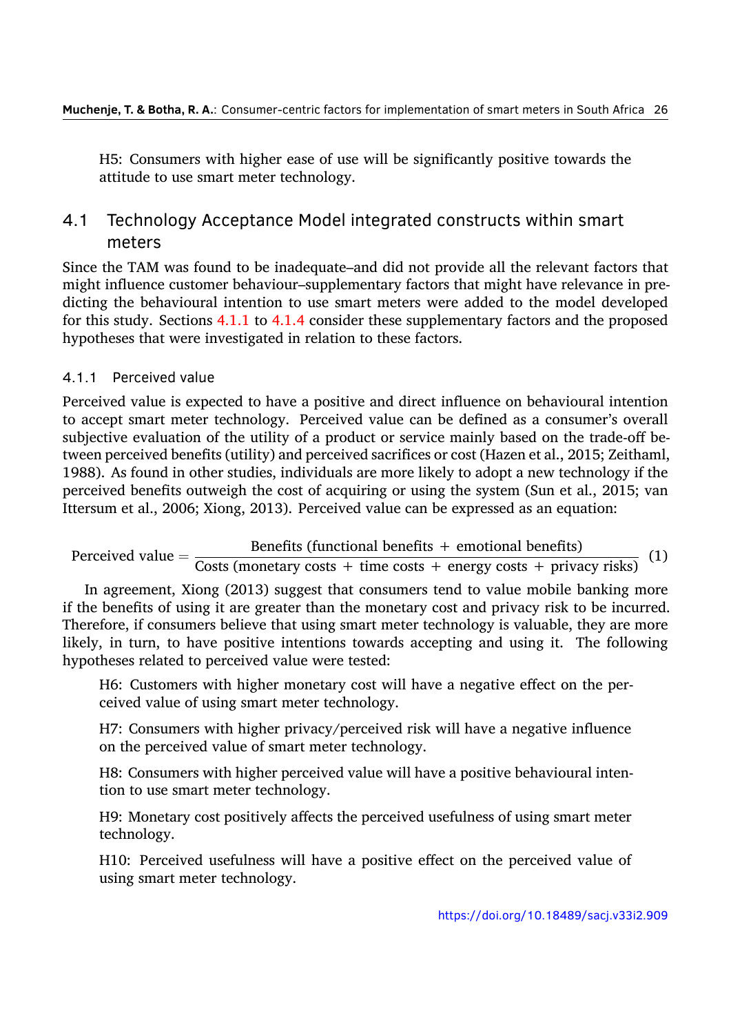H5: Consumers with higher ease of use will be significantly positive towards the attitude to use smart meter technology.

## 4.1 Technology Acceptance Model integrated constructs within smart meters

Since the TAM was found to be inadequate–and did not provide all the relevant factors that might influence customer behaviour–supplementary factors that might have relevance in predicting the behavioural intention to use smart meters were added to the model developed for this study. Sections 4.1.1 to 4.1.4 consider these supplementary factors and the proposed hypotheses that were investigated in relation to these factors.

### 4.1.1 Perceived value

Perceived value is expected to have a positive and direct influence on behavioural intention to accept smart meter technology. Perceived value can be defined as a consumer's overall subjective evaluation of the utility of a product or service mainly based on the trade-off between perceived benefits (utility) and perceived sacrifices or cost (Hazen et al., 2015; Zeithaml, 1988). As found in other studies, individuals are more likely to adopt a new technology if the perceived benefits outweigh the cost of acquiring or using the system (Sun et al., 2015; van Ittersum et al., 2006; Xiong, 2013). Perceived value can be expressed as an equation:

$$\text{Perceived value} = \frac{\text{Benefits (functional benefits + emotional benefits)}}{\text{Costs (monetary costs + time costs + energy costs + privacy risks)}} \quad (1)$$

In agreement, Xiong (2013) suggest that consumers tend to value mobile banking more if the benefits of using it are greater than the monetary cost and privacy risk to be incurred. Therefore, if consumers believe that using smart meter technology is valuable, they are more likely, in turn, to have positive intentions towards accepting and using it. The following hypotheses related to perceived value were tested:

H6: Customers with higher monetary cost will have a negative effect on the perceived value of using smart meter technology.

H7: Consumers with higher privacy/perceived risk will have a negative influence on the perceived value of smart meter technology.

H8: Consumers with higher perceived value will have a positive behavioural intention to use smart meter technology.

H9: Monetary cost positively affects the perceived usefulness of using smart meter technology.

H10: Perceived usefulness will have a positive effect on the perceived value of using smart meter technology.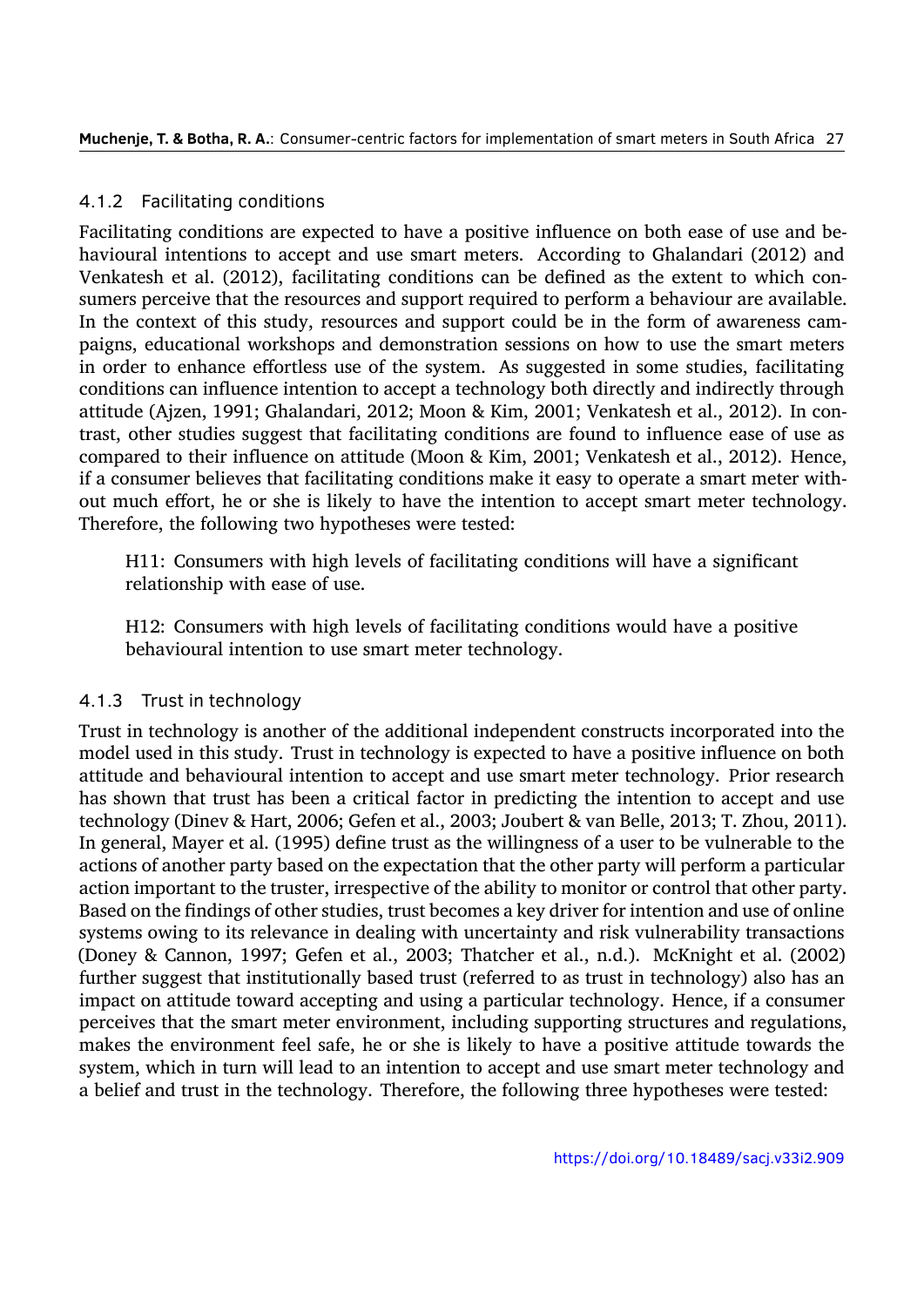### 4.1.2 Facilitating conditions

Facilitating conditions are expected to have a positive influence on both ease of use and behavioural intentions to accept and use smart meters. According to Ghalandari (2012) and Venkatesh et al. (2012), facilitating conditions can be defined as the extent to which consumers perceive that the resources and support required to perform a behaviour are available. In the context of this study, resources and support could be in the form of awareness campaigns, educational workshops and demonstration sessions on how to use the smart meters in order to enhance effortless use of the system. As suggested in some studies, facilitating conditions can influence intention to accept a technology both directly and indirectly through attitude (Ajzen, 1991; Ghalandari, 2012; Moon & Kim, 2001; Venkatesh et al., 2012). In contrast, other studies suggest that facilitating conditions are found to influence ease of use as compared to their influence on attitude (Moon & Kim, 2001; Venkatesh et al., 2012). Hence, if a consumer believes that facilitating conditions make it easy to operate a smart meter without much effort, he or she is likely to have the intention to accept smart meter technology. Therefore, the following two hypotheses were tested:

> H11: Consumers with high levels of facilitating conditions will have a significant relationship with ease of use.

> H12: Consumers with high levels of facilitating conditions would have a positive behavioural intention to use smart meter technology.

### 4.1.3 Trust in technology

Trust in technology is another of the additional independent constructs incorporated into the model used in this study. Trust in technology is expected to have a positive influence on both attitude and behavioural intention to accept and use smart meter technology. Prior research has shown that trust has been a critical factor in predicting the intention to accept and use technology (Dinev & Hart, 2006; Gefen et al., 2003; Joubert & van Belle, 2013; T. Zhou, 2011). In general, Mayer et al. (1995) define trust as the willingness of a user to be vulnerable to the actions of another party based on the expectation that the other party will perform a particular action important to the truster, irrespective of the ability to monitor or control that other party. Based on the findings of other studies, trust becomes a key driver for intention and use of online systems owing to its relevance in dealing with uncertainty and risk vulnerability transactions (Doney & Cannon, 1997; Gefen et al., 2003; Thatcher et al., n.d.). McKnight et al. (2002) further suggest that institutionally based trust (referred to as trust in technology) also has an impact on attitude toward accepting and using a particular technology. Hence, if a consumer perceives that the smart meter environment, including supporting structures and regulations, makes the environment feel safe, he or she is likely to have a positive attitude towards the system, which in turn will lead to an intention to accept and use smart meter technology and a belief and trust in the technology. Therefore, the following three hypotheses were tested: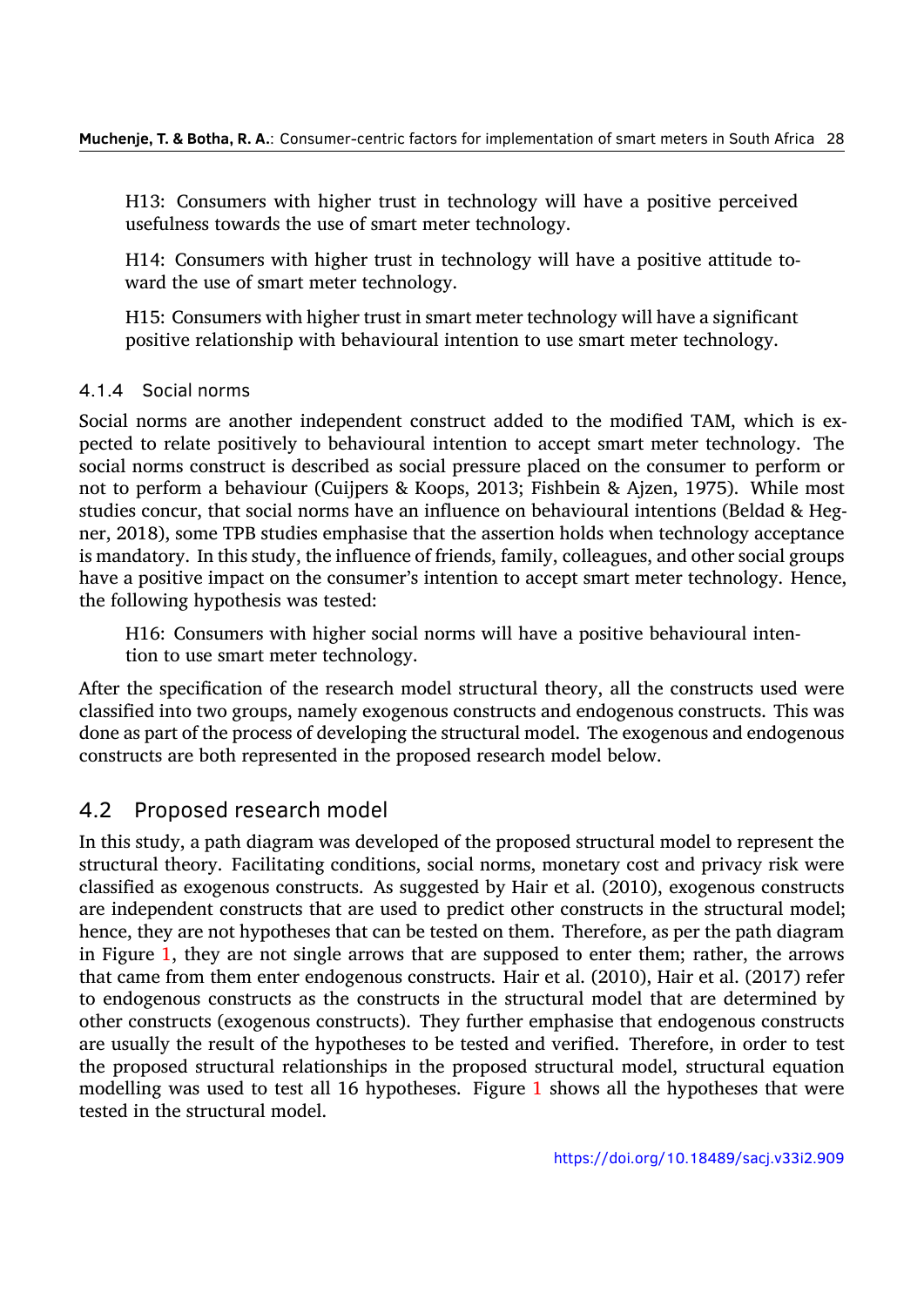H13: Consumers with higher trust in technology will have a positive perceived usefulness towards the use of smart meter technology.

H14: Consumers with higher trust in technology will have a positive attitude toward the use of smart meter technology.

H15: Consumers with higher trust in smart meter technology will have a significant positive relationship with behavioural intention to use smart meter technology.

#### 4.1.4 Social norms

Social norms are another independent construct added to the modified TAM, which is expected to relate positively to behavioural intention to accept smart meter technology. The social norms construct is described as social pressure placed on the consumer to perform or not to perform a behaviour (Cuijpers & Koops, 2013; Fishbein & Ajzen, 1975). While most studies concur, that social norms have an influence on behavioural intentions (Beldad & Hegner, 2018), some TPB studies emphasise that the assertion holds when technology acceptance is mandatory. In this study, the influence of friends, family, colleagues, and other social groups have a positive impact on the consumer's intention to accept smart meter technology. Hence, the following hypothesis was tested:

H16: Consumers with higher social norms will have a positive behavioural intention to use smart meter technology.

After the specification of the research model structural theory, all the constructs used were classified into two groups, namely exogenous constructs and endogenous constructs. This was done as part of the process of developing the structural model. The exogenous and endogenous constructs are both represented in the proposed research model below.

### 4.2 Proposed research model

In this study, a path diagram was developed of the proposed structural model to represent the structural theory. Facilitating conditions, social norms, monetary cost and privacy risk were classified as exogenous constructs. As suggested by Hair et al. (2010), exogenous constructs are independent constructs that are used to predict other constructs in the structural model; hence, they are not hypotheses that can be tested on them. Therefore, as per the path diagram in Figure 1, they are not single arrows that are supposed to enter them; rather, the arrows that came from them enter endogenous constructs. Hair et al. (2010), Hair et al. (2017) refer to endogenous constructs as the constructs in the structural model that are determined by other constructs (exogenous constructs). They further emphasise that endogenous constructs are usually the result of the hypotheses to be tested and verified. Therefore, in order to test the proposed structural relationships in the proposed structural model, structural equation modelling was used to test all 16 hypotheses. Figure 1 shows all the hypotheses that were tested in the structural model.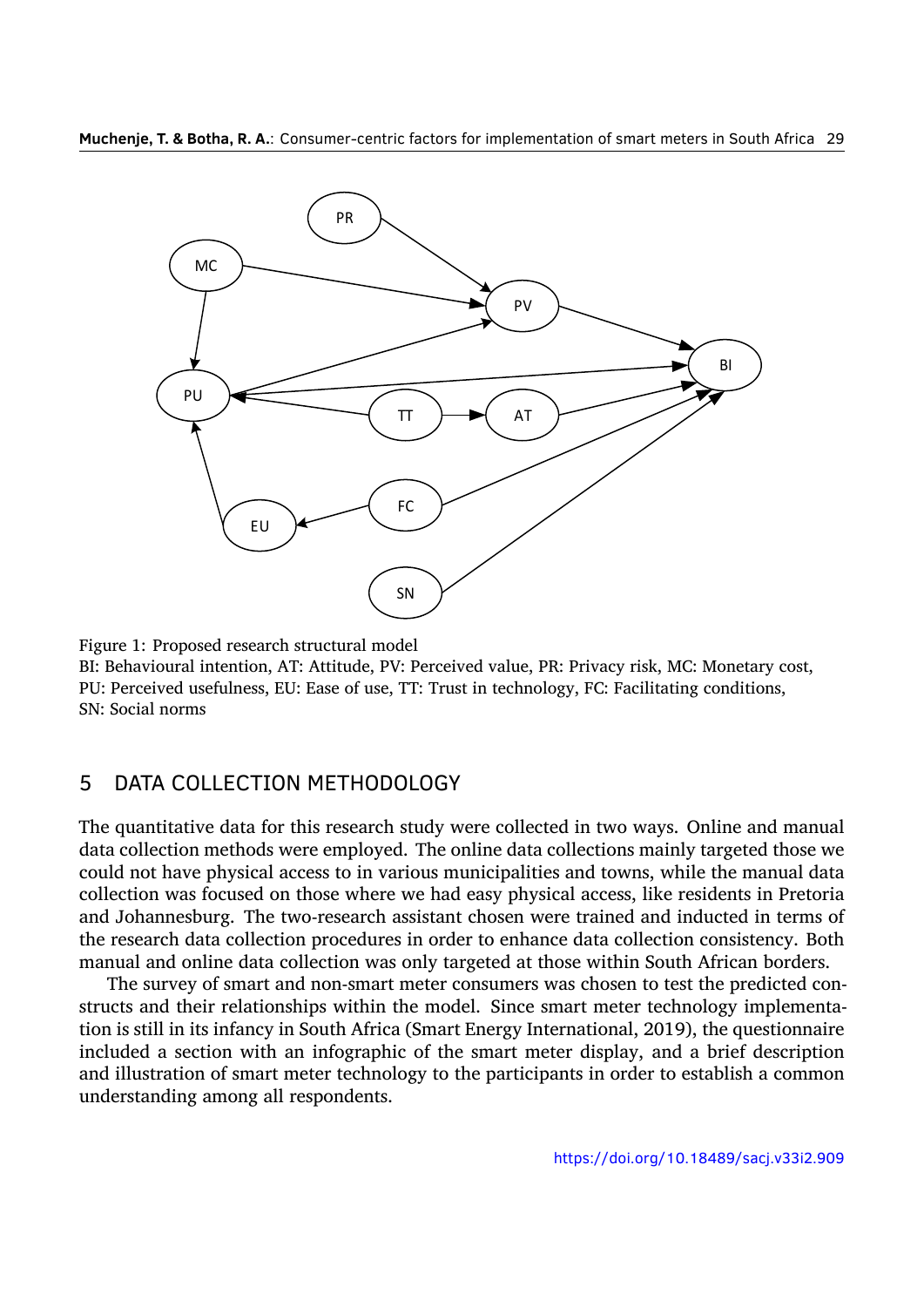Figure 1: Proposed research structural model
BI: Behavioural intention, AT: Attitude, PV: Perceived value, PR: Privacy risk, MC: Monetary cost, PU: Perceived usefulness, EU: Ease of use, TT: Trust in technology, FC: Facilitating conditions, SN: Social norms

## 5 DATA COLLECTION METHODOLOGY

The quantitative data for this research study were collected in two ways. Online and manual data collection methods were employed. The online data collections mainly targeted those we could not have physical access to in various municipalities and towns, while the manual data collection was focused on those where we had easy physical access, like residents in Pretoria and Johannesburg. The two-research assistant chosen were trained and inducted in terms of the research data collection procedures in order to enhance data collection consistency. Both manual and online data collection was only targeted at those within South African borders.

The survey of smart and non-smart meter consumers was chosen to test the predicted constructs and their relationships within the model. Since smart meter technology implementation is still in its infancy in South Africa (Smart Energy International, 2019), the questionnaire included a section with an infographic of the smart meter display, and a brief description and illustration of smart meter technology to the participants in order to establish a common understanding among all respondents.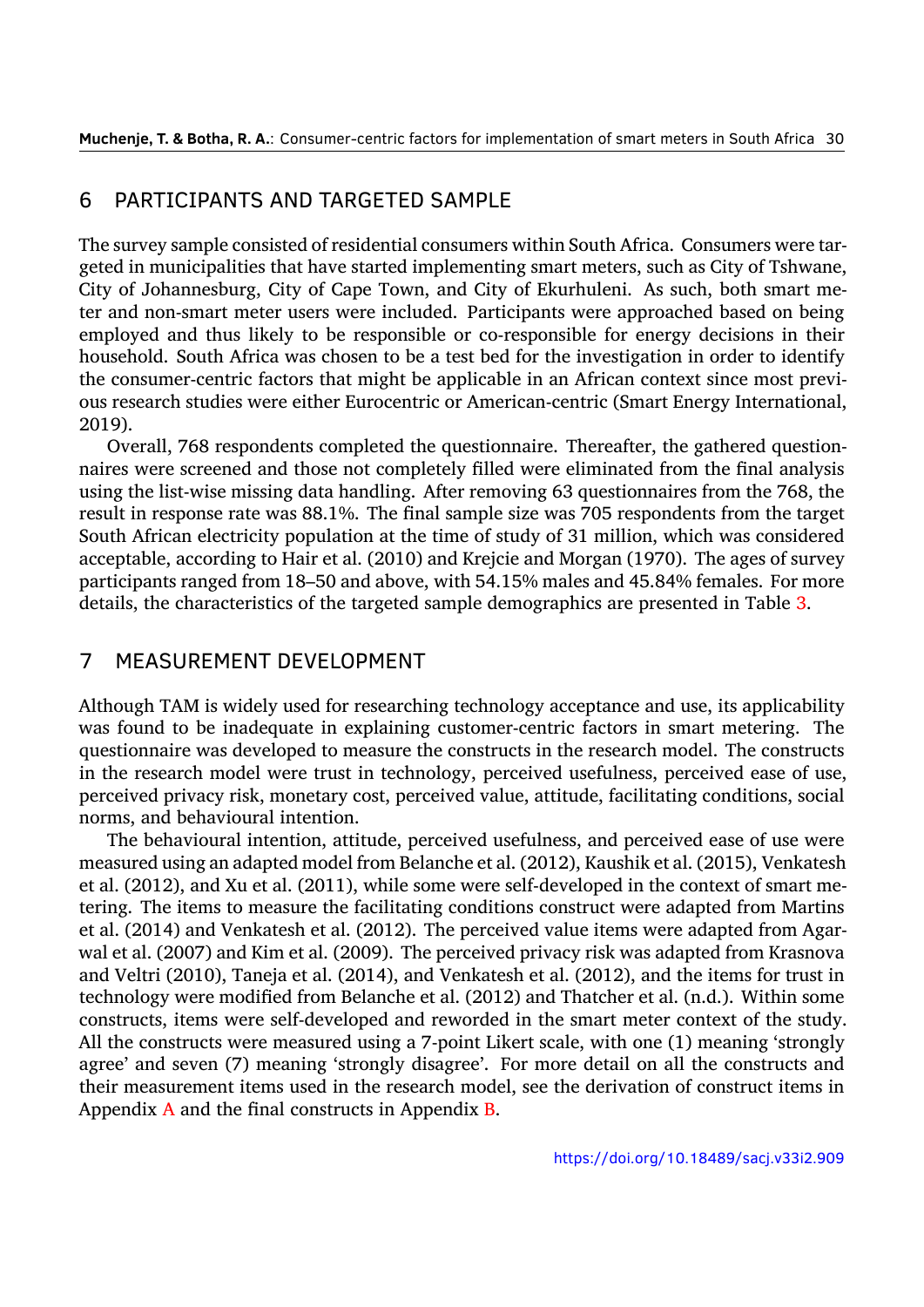## 6 PARTICIPANTS AND TARGETED SAMPLE

The survey sample consisted of residential consumers within South Africa. Consumers were targeted in municipalities that have started implementing smart meters, such as City of Tshwane, City of Johannesburg, City of Cape Town, and City of Ekurhuleni. As such, both smart meter and non-smart meter users were included. Participants were approached based on being employed and thus likely to be responsible or co-responsible for energy decisions in their household. South Africa was chosen to be a test bed for the investigation in order to identify the consumer-centric factors that might be applicable in an African context since most previous research studies were either Eurocentric or American-centric (Smart Energy International, 2019).

Overall, 768 respondents completed the questionnaire. Thereafter, the gathered questionnaires were screened and those not completely filled were eliminated from the final analysis using the list-wise missing data handling. After removing 63 questionnaires from the 768, the result in response rate was 88.1%. The final sample size was 705 respondents from the target South African electricity population at the time of study of 31 million, which was considered acceptable, according to Hair et al. (2010) and Krejcie and Morgan (1970). The ages of survey participants ranged from 18–50 and above, with 54.15% males and 45.84% females. For more details, the characteristics of the targeted sample demographics are presented in Table 3.

## 7 MEASUREMENT DEVELOPMENT

Although TAM is widely used for researching technology acceptance and use, its applicability was found to be inadequate in explaining customer-centric factors in smart metering. The questionnaire was developed to measure the constructs in the research model. The constructs in the research model were trust in technology, perceived usefulness, perceived ease of use, perceived privacy risk, monetary cost, perceived value, attitude, facilitating conditions, social norms, and behavioural intention.

The behavioural intention, attitude, perceived usefulness, and perceived ease of use were measured using an adapted model from Belanche et al. (2012), Kaushik et al. (2015), Venkatesh et al. (2012), and Xu et al. (2011), while some were self-developed in the context of smart metering. The items to measure the facilitating conditions construct were adapted from Martins et al. (2014) and Venkatesh et al. (2012). The perceived value items were adapted from Agarwal et al. (2007) and Kim et al. (2009). The perceived privacy risk was adapted from Krasnova and Veltri (2010), Taneja et al. (2014), and Venkatesh et al. (2012), and the items for trust in technology were modified from Belanche et al. (2012) and Thatcher et al. (n.d.). Within some constructs, items were self-developed and reworded in the smart meter context of the study. All the constructs were measured using a 7-point Likert scale, with one (1) meaning 'strongly agree' and seven (7) meaning 'strongly disagree'. For more detail on all the constructs and their measurement items used in the research model, see the derivation of construct items in Appendix A and the final constructs in Appendix B.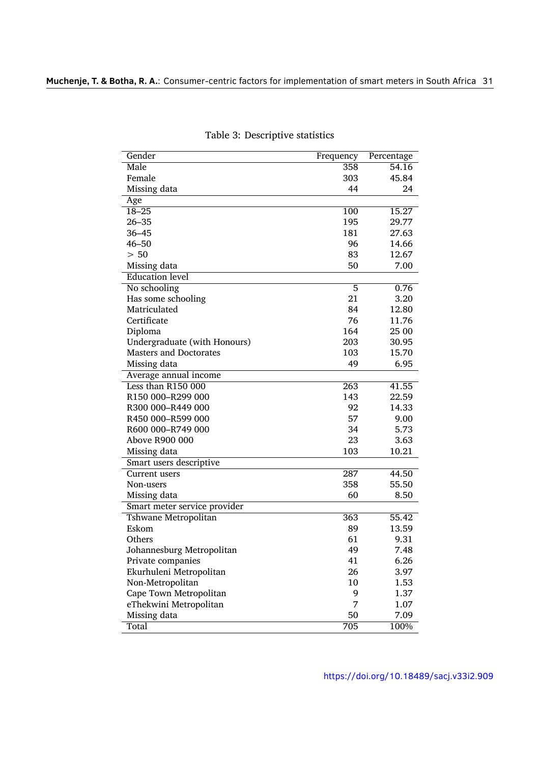Table 3: Descriptive statistics

| Gender | Frequency | Percentage |
|---|---|---|
| Male | 358 | 54.16 |
| Female | 303 | 45.84 |
| Missing data | 44 | 24 |
| **Age** | | |
| 18–25 | 100 | 15.27 |
| 26–35 | 195 | 29.77 |
| 36–45 | 181 | 27.63 |
| 46–50 | 96 | 14.66 |
| > 50 | 83 | 12.67 |
| Missing data | 50 | 7.00 |
| **Education level** | | |
| No schooling | 5 | 0.76 |
| Has some schooling | 21 | 3.20 |
| Matriculated | 84 | 12.80 |
| Certificate | 76 | 11.76 |
| Diploma | 164 | 25 00 |
| Undergraduate (with Honours) | 203 | 30.95 |
| Masters and Doctorates | 103 | 15.70 |
| Missing data | 49 | 6.95 |
| **Average annual income** | | |
| Less than R150 000 | 263 | 41.55 |
| R150 000–R299 000 | 143 | 22.59 |
| R300 000–R449 000 | 92 | 14.33 |
| R450 000–R599 000 | 57 | 9.00 |
| R600 000–R749 000 | 34 | 5.73 |
| Above R900 000 | 23 | 3.63 |
| Missing data | 103 | 10.21 |
| **Smart users descriptive** | | |
| Current users | 287 | 44.50 |
| Non-users | 358 | 55.50 |
| Missing data | 60 | 8.50 |
| **Smart meter service provider** | | |
| Tshwane Metropolitan | 363 | 55.42 |
| Eskom | 89 | 13.59 |
| Others | 61 | 9.31 |
| Johannesburg Metropolitan | 49 | 7.48 |
| Private companies | 41 | 6.26 |
| Ekurhuleni Metropolitan | 26 | 3.97 |
| Non-Metropolitan | 10 | 1.53 |
| Cape Town Metropolitan | 9 | 1.37 |
| eThekwini Metropolitan | 7 | 1.07 |
| Missing data | 50 | 7.09 |
| Total | 705 | 100% |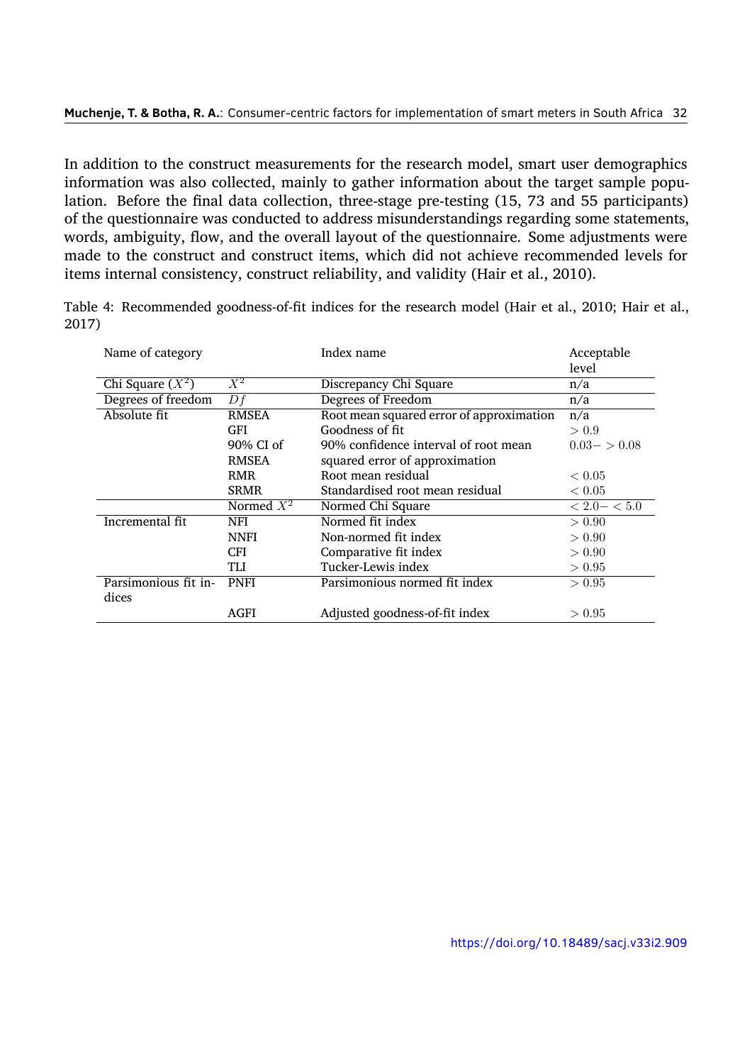In addition to the construct measurements for the research model, smart user demographics information was also collected, mainly to gather information about the target sample population. Before the final data collection, three-stage pre-testing (15, 73 and 55 participants) of the questionnaire was conducted to address misunderstandings regarding some statements, words, ambiguity, flow, and the overall layout of the questionnaire. Some adjustments were made to the construct and construct items, which did not achieve recommended levels for items internal consistency, construct reliability, and validity (Hair et al., 2010).

Table 4: Recommended goodness-of-fit indices for the research model (Hair et al., 2010; Hair et al., 2017)

| Name of category | | Index name | Acceptable level |
|---|---|---|---|
| Chi Square ($X^2$) | $X^2$ | Discrepancy Chi Square | n/a |
| Degrees of freedom | $Df$ | Degrees of Freedom | n/a |
| Absolute fit | RMSEA | Root mean squared error of approximation | n/a |
| | GFI | Goodness of fit | $> 0.9$ |
| | 90% CI of RMSEA | 90% confidence interval of root mean squared error of approximation | $0.03- > 0.08$ |
| | RMR | Root mean residual | $< 0.05$ |
| | SRMR | Standardised root mean residual | $< 0.05$ |
| | Normed $X^2$ | Normed Chi Square | $< 2.0- < 5.0$ |
| Incremental fit | NFI | Normed fit index | $> 0.90$ |
| | NNFI | Non-normed fit index | $> 0.90$ |
| | CFI | Comparative fit index | $> 0.90$ |
| | TLI | Tucker-Lewis index | $> 0.95$ |
| Parsimonious fit indices | PNFI | Parsimonious normed fit index | $> 0.95$ |
| | AGFI | Adjusted goodness-of-fit index | $> 0.95$ |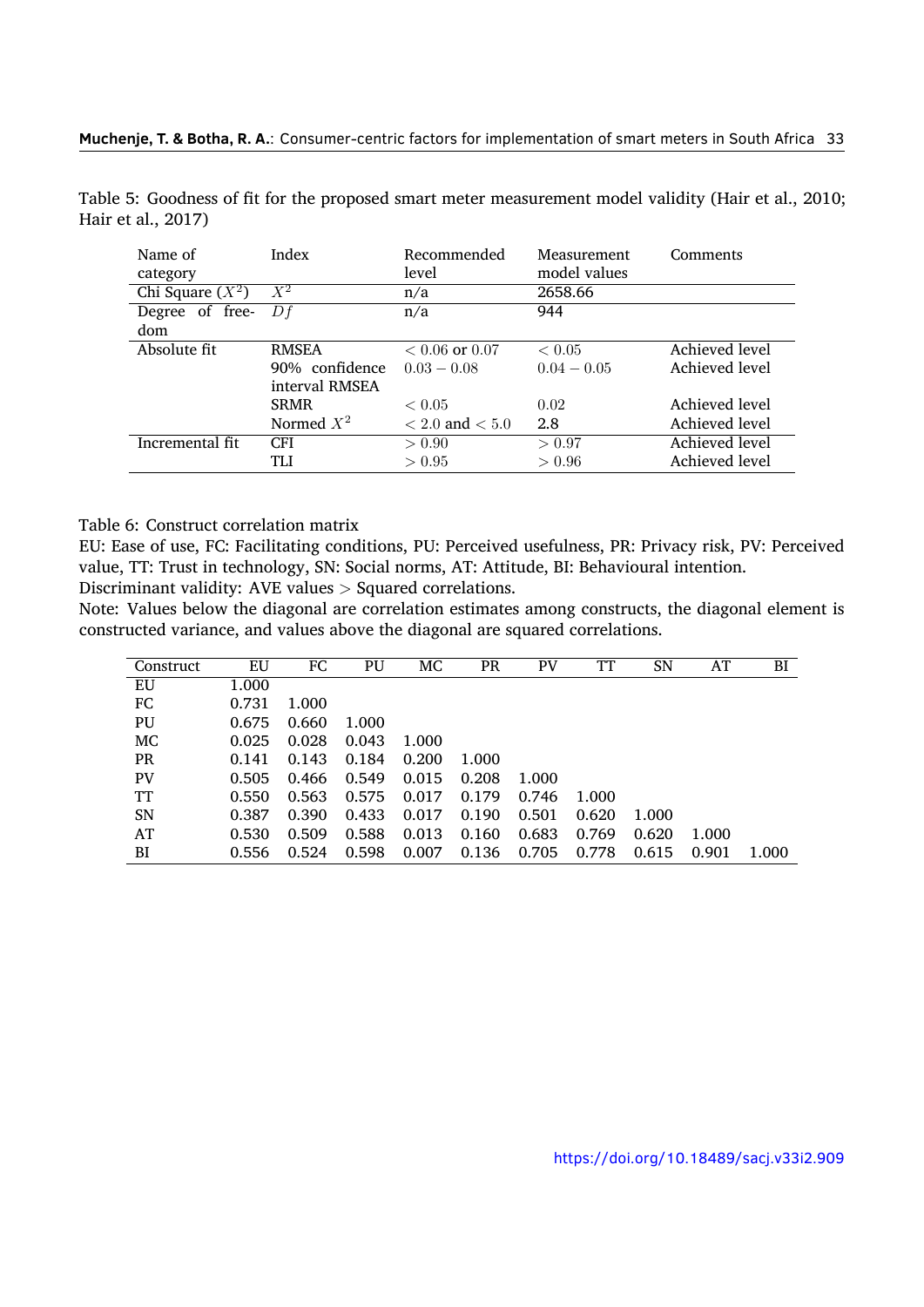Table 5: Goodness of fit for the proposed smart meter measurement model validity (Hair et al., 2010; Hair et al., 2017)

| Name of category | Index | Recommended level | Measurement model values | Comments |
|---|---|---|---|---|
| Chi Square ($X^2$) | $X^2$ | n/a | 2658.66 | |
| Degree of freedom | $Df$ | n/a | 944 | |
| Absolute fit | RMSEA | $< 0.06$ or $0.07$ | $< 0.05$ | Achieved level |
| | 90% confidence interval RMSEA | $0.03 - 0.08$ | $0.04 - 0.05$ | Achieved level |
| | SRMR | $< 0.05$ | 0.02 | Achieved level |
| | Normed $X^2$ | $< 2.0$ and $< 5.0$ | 2.8 | Achieved level |
| Incremental fit | CFI | $> 0.90$ | $> 0.97$ | Achieved level |
| | TLI | $> 0.95$ | $> 0.96$ | Achieved level |

Table 6: Construct correlation matrix
EU: Ease of use, FC: Facilitating conditions, PU: Perceived usefulness, PR: Privacy risk, PV: Perceived value, TT: Trust in technology, SN: Social norms, AT: Attitude, BI: Behavioural intention.
Discriminant validity: AVE values > Squared correlations.
Note: Values below the diagonal are correlation estimates among constructs, the diagonal element is constructed variance, and values above the diagonal are squared correlations.

| Construct | EU | FC | PU | MC | PR | PV | TT | SN | AT | BI |
|---|---|---|---|---|---|---|---|---|---|---|
| EU | 1.000 | | | | | | | | | |
| FC | 0.731 | 1.000 | | | | | | | | |
| PU | 0.675 | 0.660 | 1.000 | | | | | | | |
| MC | 0.025 | 0.028 | 0.043 | 1.000 | | | | | | |
| PR | 0.141 | 0.143 | 0.184 | 0.200 | 1.000 | | | | | |
| PV | 0.505 | 0.466 | 0.549 | 0.015 | 0.208 | 1.000 | | | | |
| TT | 0.550 | 0.563 | 0.575 | 0.017 | 0.179 | 0.746 | 1.000 | | | |
| SN | 0.387 | 0.390 | 0.433 | 0.017 | 0.190 | 0.501 | 0.620 | 1.000 | | |
| AT | 0.530 | 0.509 | 0.588 | 0.013 | 0.160 | 0.683 | 0.769 | 0.620 | 1.000 | |
| BI | 0.556 | 0.524 | 0.598 | 0.007 | 0.136 | 0.705 | 0.778 | 0.615 | 0.901 | 1.000 |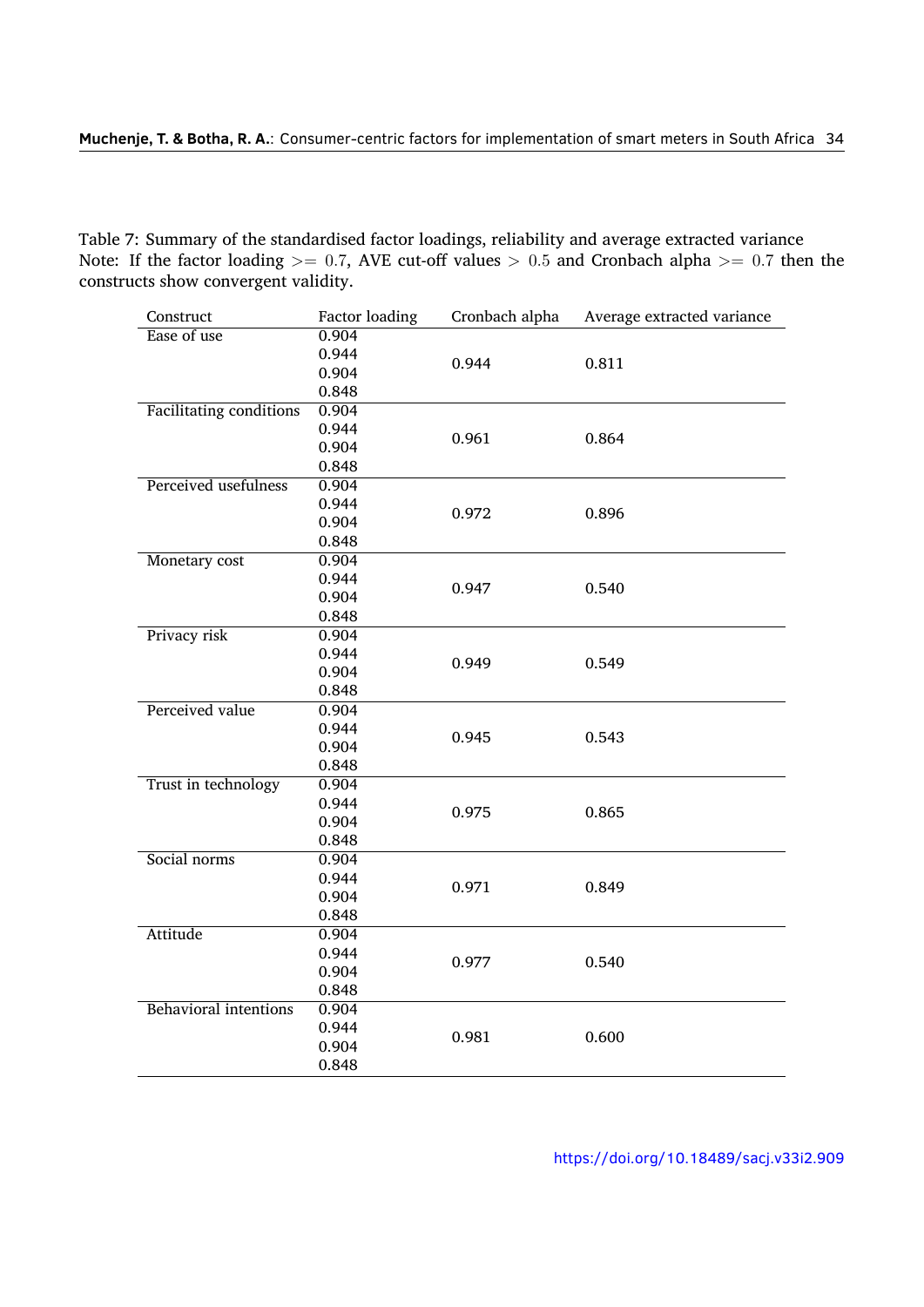Table 7: Summary of the standardised factor loadings, reliability and average extracted variance
Note: If the factor loading $>= 0.7$, AVE cut-off values $> 0.5$ and Cronbach alpha $>= 0.7$ then the constructs show convergent validity.

| Construct | Factor loading | Cronbach alpha | Average extracted variance |
|---|---|---|---|
| Ease of use | 0.904 | | |
| | 0.944 | 0.944 | 0.811 |
| | 0.904 | | |
| | 0.848 | | |
| Facilitating conditions | 0.904 | | |
| | 0.944 | 0.961 | 0.864 |
| | 0.904 | | |
| | 0.848 | | |
| Perceived usefulness | 0.904 | | |
| | 0.944 | 0.972 | 0.896 |
| | 0.904 | | |
| | 0.848 | | |
| Monetary cost | 0.904 | | |
| | 0.944 | 0.947 | 0.540 |
| | 0.904 | | |
| | 0.848 | | |
| Privacy risk | 0.904 | | |
| | 0.944 | 0.949 | 0.549 |
| | 0.904 | | |
| | 0.848 | | |
| Perceived value | 0.904 | | |
| | 0.944 | 0.945 | 0.543 |
| | 0.904 | | |
| | 0.848 | | |
| Trust in technology | 0.904 | | |
| | 0.944 | 0.975 | 0.865 |
| | 0.904 | | |
| | 0.848 | | |
| Social norms | 0.904 | | |
| | 0.944 | 0.971 | 0.849 |
| | 0.904 | | |
| | 0.848 | | |
| Attitude | 0.904 | | |
| | 0.944 | 0.977 | 0.540 |
| | 0.904 | | |
| | 0.848 | | |
| Behavioral intentions | 0.904 | | |
| | 0.944 | 0.981 | 0.600 |
| | 0.904 | | |
| | 0.848 | | |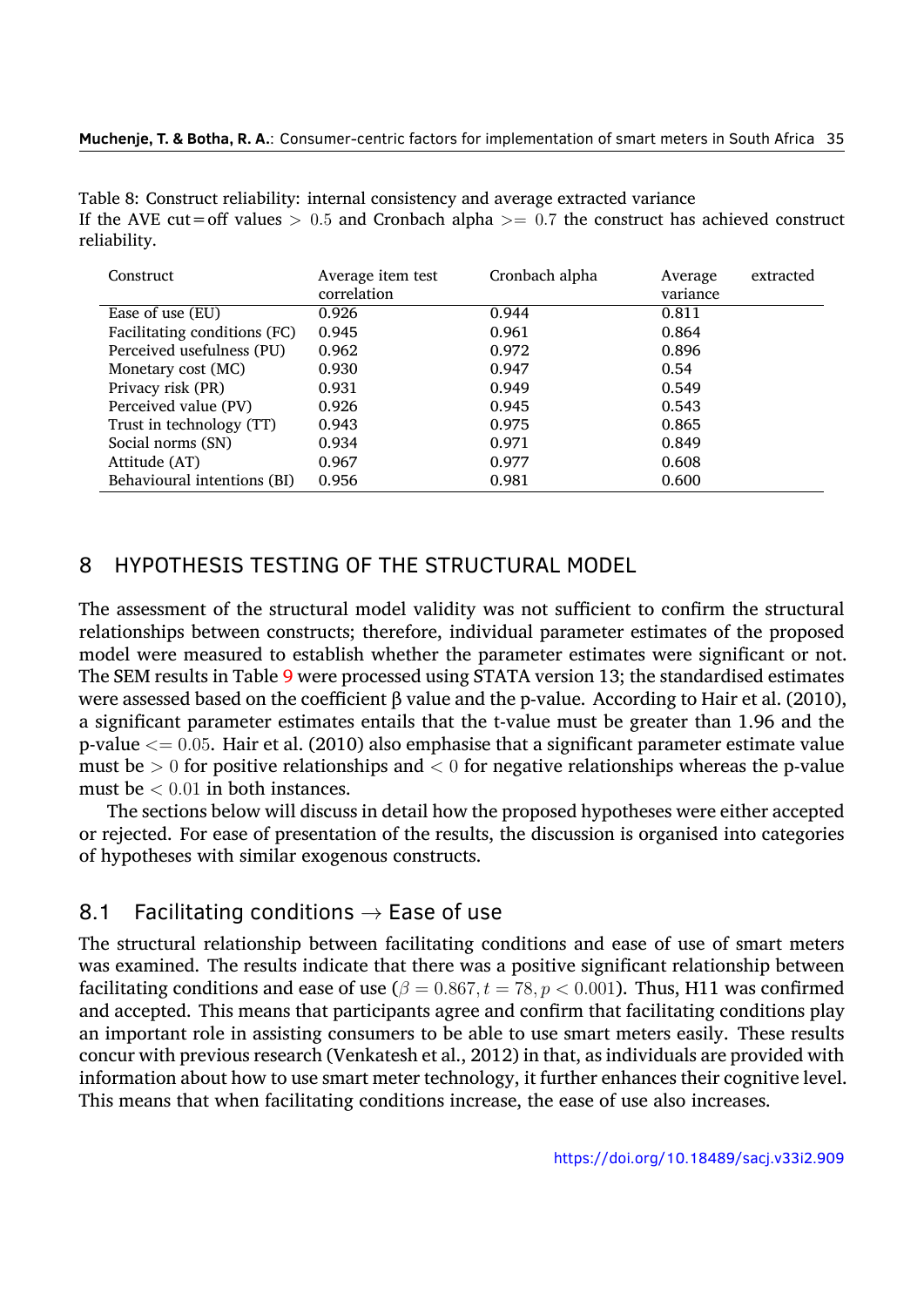Table 8: Construct reliability: internal consistency and average extracted variance
If the AVE cut = off values $> 0.5$ and Cronbach alpha $>= 0.7$ the construct has achieved construct reliability.

| Construct | Average item test correlation | Cronbach alpha | Average extracted variance |
|---|---|---|---|
| Ease of use (EU) | 0.926 | 0.944 | 0.811 |
| Facilitating conditions (FC) | 0.945 | 0.961 | 0.864 |
| Perceived usefulness (PU) | 0.962 | 0.972 | 0.896 |
| Monetary cost (MC) | 0.930 | 0.947 | 0.54 |
| Privacy risk (PR) | 0.931 | 0.949 | 0.549 |
| Perceived value (PV) | 0.926 | 0.945 | 0.543 |
| Trust in technology (TT) | 0.943 | 0.975 | 0.865 |
| Social norms (SN) | 0.934 | 0.971 | 0.849 |
| Attitude (AT) | 0.967 | 0.977 | 0.608 |
| Behavioural intentions (BI) | 0.956 | 0.981 | 0.600 |

## 8 HYPOTHESIS TESTING OF THE STRUCTURAL MODEL

The assessment of the structural model validity was not sufficient to confirm the structural relationships between constructs; therefore, individual parameter estimates of the proposed model were measured to establish whether the parameter estimates were significant or not. The SEM results in Table 9 were processed using STATA version 13; the standardised estimates were assessed based on the coefficient β value and the p-value. According to Hair et al. (2010), a significant parameter estimates entails that the t-value must be greater than 1.96 and the p-value $<= 0.05$. Hair et al. (2010) also emphasise that a significant parameter estimate value must be $> 0$ for positive relationships and $< 0$ for negative relationships whereas the p-value must be $< 0.01$ in both instances.

The sections below will discuss in detail how the proposed hypotheses were either accepted or rejected. For ease of presentation of the results, the discussion is organised into categories of hypotheses with similar exogenous constructs.

### 8.1 Facilitating conditions → Ease of use

The structural relationship between facilitating conditions and ease of use of smart meters was examined. The results indicate that there was a positive significant relationship between facilitating conditions and ease of use ($\beta = 0.867, t = 78, p < 0.001$). Thus, H11 was confirmed and accepted. This means that participants agree and confirm that facilitating conditions play an important role in assisting consumers to be able to use smart meters easily. These results concur with previous research (Venkatesh et al., 2012) in that, as individuals are provided with information about how to use smart meter technology, it further enhances their cognitive level. This means that when facilitating conditions increase, the ease of use also increases.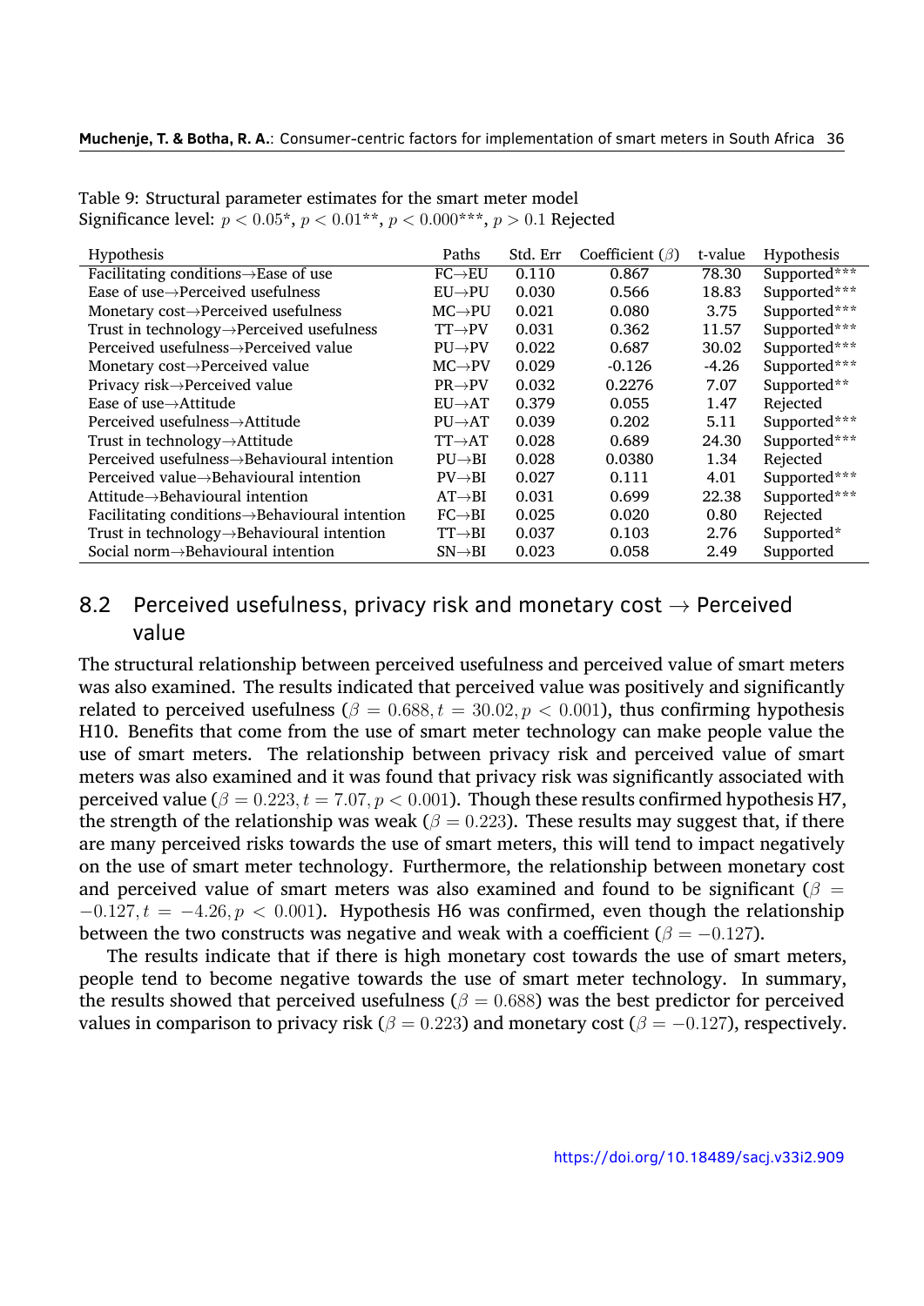Table 9: Structural parameter estimates for the smart meter model
Significance level: $p < 0.05$*, $p < 0.01$**, $p < 0.000$***, $p > 0.1$ Rejected

| Hypothesis | Paths | Std. Err | Coefficient ($\beta$) | t-value | Hypothesis |
|---|---|---|---|---|---|
| Facilitating conditions→Ease of use | FC→EU | 0.110 | 0.867 | 78.30 | Supported*** |
| Ease of use→Perceived usefulness | EU→PU | 0.030 | 0.566 | 18.83 | Supported*** |
| Monetary cost→Perceived usefulness | MC→PU | 0.021 | 0.080 | 3.75 | Supported*** |
| Trust in technology→Perceived usefulness | TT→PV | 0.031 | 0.362 | 11.57 | Supported*** |
| Perceived usefulness→Perceived value | PU→PV | 0.022 | 0.687 | 30.02 | Supported*** |
| Monetary cost→Perceived value | MC→PV | 0.029 | -0.126 | -4.26 | Supported*** |
| Privacy risk→Perceived value | PR→PV | 0.032 | 0.2276 | 7.07 | Supported** |
| Ease of use→Attitude | EU→AT | 0.379 | 0.055 | 1.47 | Rejected |
| Perceived usefulness→Attitude | PU→AT | 0.039 | 0.202 | 5.11 | Supported*** |
| Trust in technology→Attitude | TT→AT | 0.028 | 0.689 | 24.30 | Supported*** |
| Perceived usefulness→Behavioural intention | PU→BI | 0.028 | 0.0380 | 1.34 | Rejected |
| Perceived value→Behavioural intention | PV→BI | 0.027 | 0.111 | 4.01 | Supported*** |
| Attitude→Behavioural intention | AT→BI | 0.031 | 0.699 | 22.38 | Supported*** |
| Facilitating conditions→Behavioural intention | FC→BI | 0.025 | 0.020 | 0.80 | Rejected |
| Trust in technology→Behavioural intention | TT→BI | 0.037 | 0.103 | 2.76 | Supported* |
| Social norm→Behavioural intention | SN→BI | 0.023 | 0.058 | 2.49 | Supported |

## 8.2 Perceived usefulness, privacy risk and monetary cost → Perceived value

The structural relationship between perceived usefulness and perceived value of smart meters was also examined. The results indicated that perceived value was positively and significantly related to perceived usefulness ($\beta = 0.688, t = 30.02, p < 0.001$), thus confirming hypothesis H10. Benefits that come from the use of smart meter technology can make people value the use of smart meters. The relationship between privacy risk and perceived value of smart meters was also examined and it was found that privacy risk was significantly associated with perceived value ($\beta = 0.223, t = 7.07, p < 0.001$). Though these results confirmed hypothesis H7, the strength of the relationship was weak ($\beta = 0.223$). These results may suggest that, if there are many perceived risks towards the use of smart meters, this will tend to impact negatively on the use of smart meter technology. Furthermore, the relationship between monetary cost and perceived value of smart meters was also examined and found to be significant ($\beta = -0.127, t = -4.26, p < 0.001$). Hypothesis H6 was confirmed, even though the relationship between the two constructs was negative and weak with a coefficient ($\beta = -0.127$).

The results indicate that if there is high monetary cost towards the use of smart meters, people tend to become negative towards the use of smart meter technology. In summary, the results showed that perceived usefulness ($\beta = 0.688$) was the best predictor for perceived values in comparison to privacy risk ($\beta = 0.223$) and monetary cost ($\beta = -0.127$), respectively.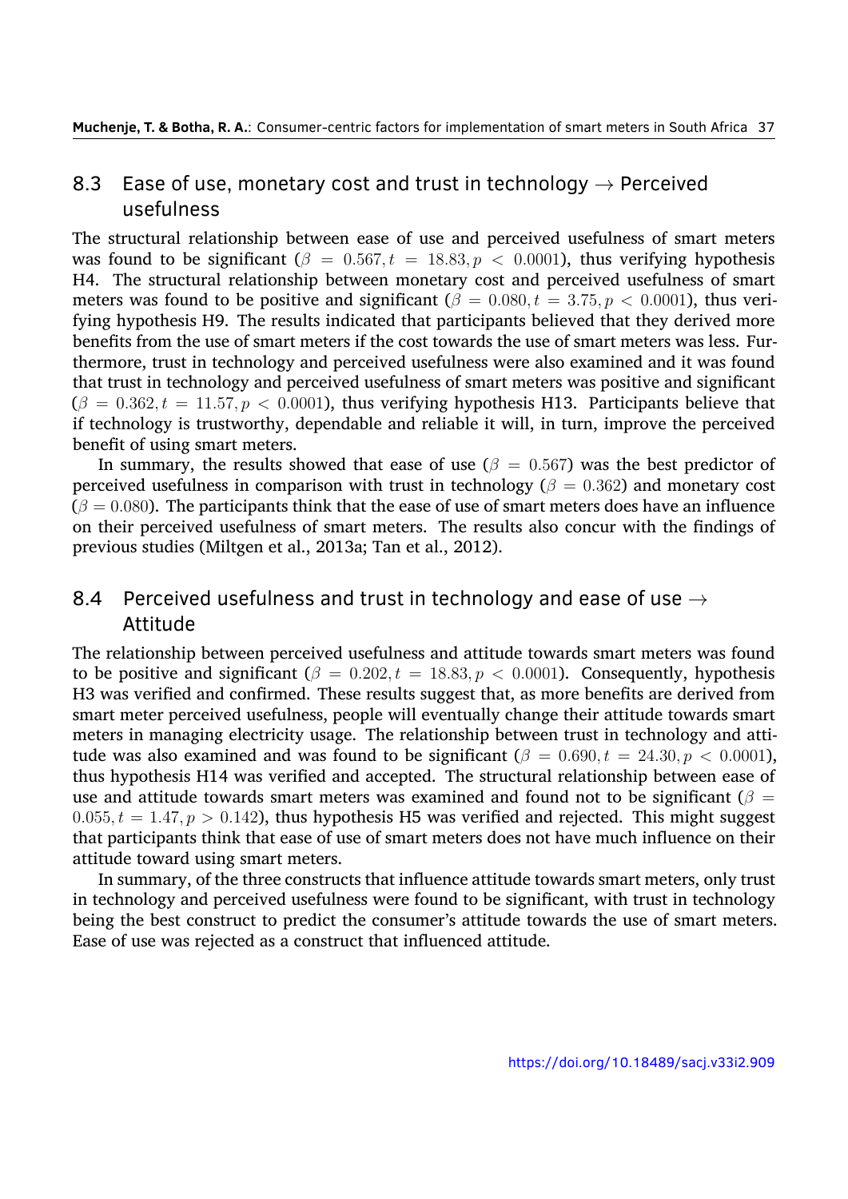## 8.3 Ease of use, monetary cost and trust in technology $\rightarrow$ Perceived usefulness

The structural relationship between ease of use and perceived usefulness of smart meters was found to be significant ($\beta = 0.567, t = 18.83, p < 0.0001$), thus verifying hypothesis H4. The structural relationship between monetary cost and perceived usefulness of smart meters was found to be positive and significant ($\beta = 0.080, t = 3.75, p < 0.0001$), thus verifying hypothesis H9. The results indicated that participants believed that they derived more benefits from the use of smart meters if the cost towards the use of smart meters was less. Furthermore, trust in technology and perceived usefulness were also examined and it was found that trust in technology and perceived usefulness of smart meters was positive and significant ($\beta = 0.362, t = 11.57, p < 0.0001$), thus verifying hypothesis H13. Participants believe that if technology is trustworthy, dependable and reliable it will, in turn, improve the perceived benefit of using smart meters.

In summary, the results showed that ease of use ($\beta = 0.567$) was the best predictor of perceived usefulness in comparison with trust in technology ($\beta = 0.362$) and monetary cost ($\beta = 0.080$). The participants think that the ease of use of smart meters does have an influence on their perceived usefulness of smart meters. The results also concur with the findings of previous studies (Miltgen et al., 2013a; Tan et al., 2012).

## 8.4 Perceived usefulness and trust in technology and ease of use $\rightarrow$ Attitude

The relationship between perceived usefulness and attitude towards smart meters was found to be positive and significant ($\beta = 0.202, t = 18.83, p < 0.0001$). Consequently, hypothesis H3 was verified and confirmed. These results suggest that, as more benefits are derived from smart meter perceived usefulness, people will eventually change their attitude towards smart meters in managing electricity usage. The relationship between trust in technology and attitude was also examined and was found to be significant ($\beta = 0.690, t = 24.30, p < 0.0001$), thus hypothesis H14 was verified and accepted. The structural relationship between ease of use and attitude towards smart meters was examined and found not to be significant ($\beta = 0.055, t = 1.47, p > 0.142$), thus hypothesis H5 was verified and rejected. This might suggest that participants think that ease of use of smart meters does not have much influence on their attitude toward using smart meters.

In summary, of the three constructs that influence attitude towards smart meters, only trust in technology and perceived usefulness were found to be significant, with trust in technology being the best construct to predict the consumer's attitude towards the use of smart meters. Ease of use was rejected as a construct that influenced attitude.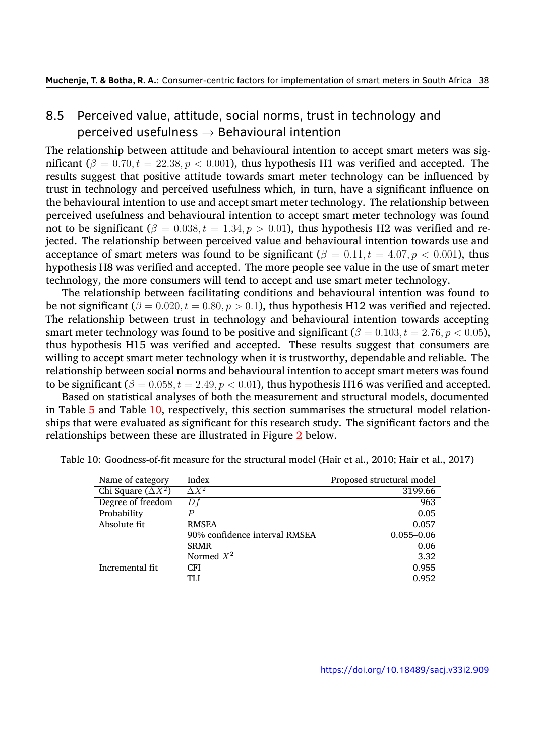## 8.5 Perceived value, attitude, social norms, trust in technology and perceived usefulness $\rightarrow$ Behavioural intention

The relationship between attitude and behavioural intention to accept smart meters was significant ($\beta = 0.70, t = 22.38, p < 0.001$), thus hypothesis H1 was verified and accepted. The results suggest that positive attitude towards smart meter technology can be influenced by trust in technology and perceived usefulness which, in turn, have a significant influence on the behavioural intention to use and accept smart meter technology. The relationship between perceived usefulness and behavioural intention to accept smart meter technology was found not to be significant ($\beta = 0.038, t = 1.34, p > 0.01$), thus hypothesis H2 was verified and rejected. The relationship between perceived value and behavioural intention towards use and acceptance of smart meters was found to be significant ($\beta = 0.11, t = 4.07, p < 0.001$), thus hypothesis H8 was verified and accepted. The more people see value in the use of smart meter technology, the more consumers will tend to accept and use smart meter technology.

The relationship between facilitating conditions and behavioural intention was found to be not significant ($\beta = 0.020, t = 0.80, p > 0.1$), thus hypothesis H12 was verified and rejected. The relationship between trust in technology and behavioural intention towards accepting smart meter technology was found to be positive and significant ($\beta = 0.103, t = 2.76, p < 0.05$), thus hypothesis H15 was verified and accepted. These results suggest that consumers are willing to accept smart meter technology when it is trustworthy, dependable and reliable. The relationship between social norms and behavioural intention to accept smart meters was found to be significant ($\beta = 0.058, t = 2.49, p < 0.01$), thus hypothesis H16 was verified and accepted.

Based on statistical analyses of both the measurement and structural models, documented in Table 5 and Table 10, respectively, this section summarises the structural model relationships that were evaluated as significant for this research study. The significant factors and the relationships between these are illustrated in Figure 2 below.

Table 10: Goodness-of-fit measure for the structural model (Hair et al., 2010; Hair et al., 2017)

| Name of category | Index | Proposed structural model |
|---|---|---|
| Chi Square ($\Delta X^2$) | $\Delta X^2$ | 3199.66 |
| Degree of freedom | $Df$ | 963 |
| Probability | $P$ | 0.05 |
| Absolute fit | RMSEA | 0.057 |
| | 90% confidence interval RMSEA | 0.055–0.06 |
| | SRMR | 0.06 |
| | Normed $X^2$ | 3.32 |
| Incremental fit | CFI | 0.955 |
| | TLI | 0.952 |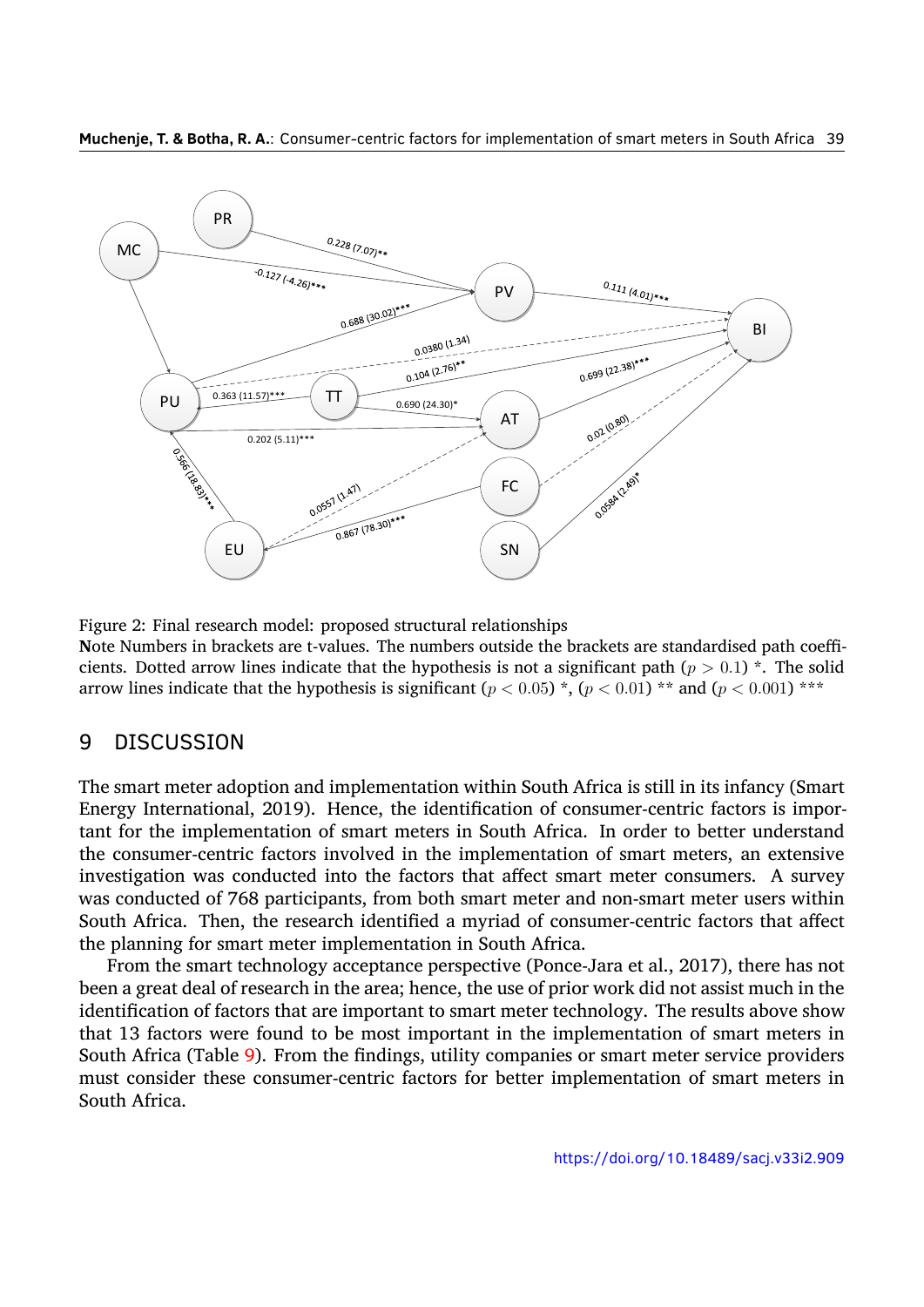Figure 2: Final research model: proposed structural relationships

**N**ote Numbers in brackets are t-values. The numbers outside the brackets are standardised path coefficients. Dotted arrow lines indicate that the hypothesis is not a significant path ($p > 0.1$) \*. The solid arrow lines indicate that the hypothesis is significant ($p < 0.05$) \*, ($p < 0.01$) \*\* and ($p < 0.001$) \*\*\*

## 9 DISCUSSION

The smart meter adoption and implementation within South Africa is still in its infancy (Smart Energy International, 2019). Hence, the identification of consumer-centric factors is important for the implementation of smart meters in South Africa. In order to better understand the consumer-centric factors involved in the implementation of smart meters, an extensive investigation was conducted into the factors that affect smart meter consumers. A survey was conducted of 768 participants, from both smart meter and non-smart meter users within South Africa. Then, the research identified a myriad of consumer-centric factors that affect the planning for smart meter implementation in South Africa.

From the smart technology acceptance perspective (Ponce-Jara et al., 2017), there has not been a great deal of research in the area; hence, the use of prior work did not assist much in the identification of factors that are important to smart meter technology. The results above show that 13 factors were found to be most important in the implementation of smart meters in South Africa (Table 9). From the findings, utility companies or smart meter service providers must consider these consumer-centric factors for better implementation of smart meters in South Africa.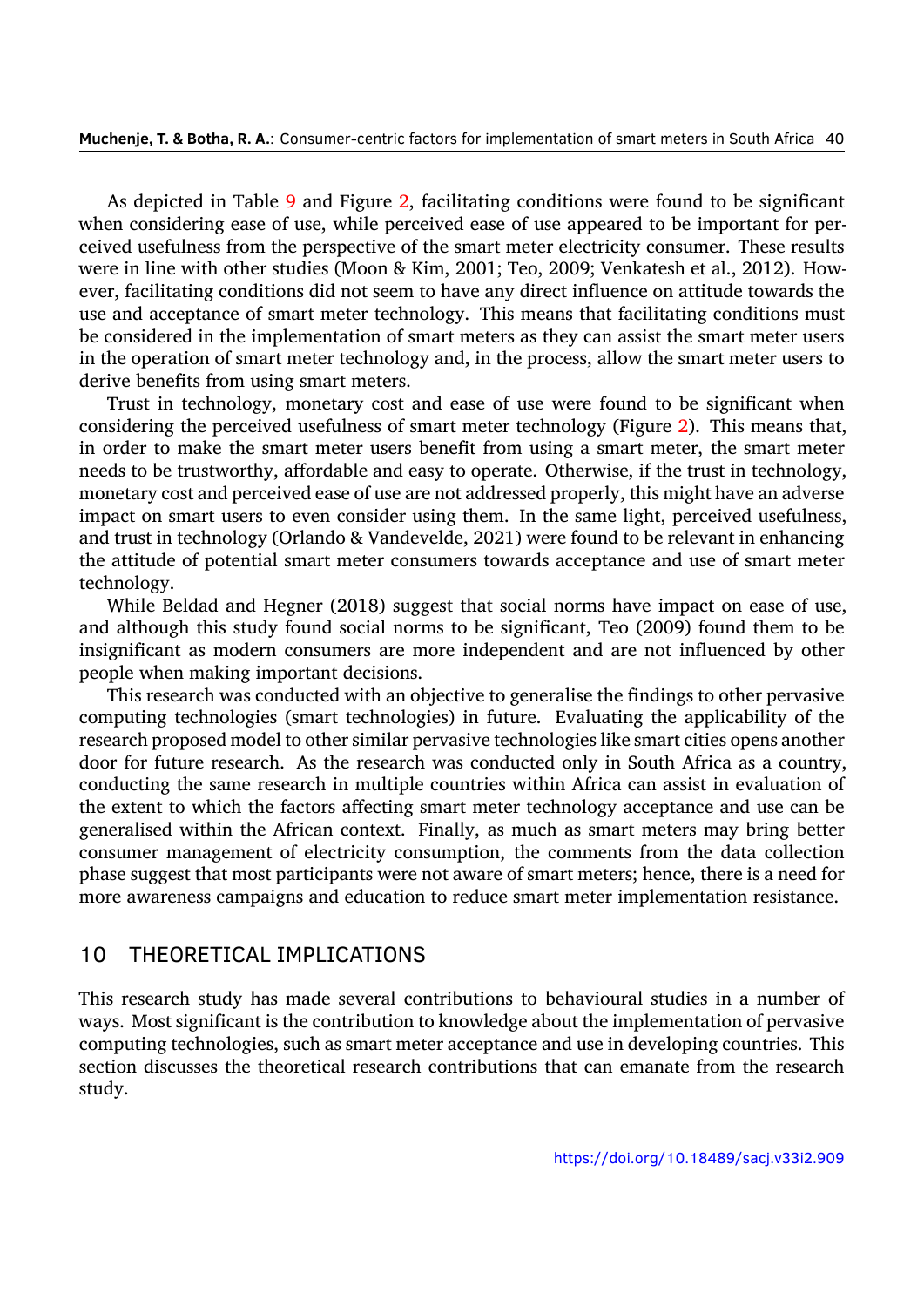As depicted in Table 9 and Figure 2, facilitating conditions were found to be significant when considering ease of use, while perceived ease of use appeared to be important for perceived usefulness from the perspective of the smart meter electricity consumer. These results were in line with other studies (Moon & Kim, 2001; Teo, 2009; Venkatesh et al., 2012). However, facilitating conditions did not seem to have any direct influence on attitude towards the use and acceptance of smart meter technology. This means that facilitating conditions must be considered in the implementation of smart meters as they can assist the smart meter users in the operation of smart meter technology and, in the process, allow the smart meter users to derive benefits from using smart meters.

Trust in technology, monetary cost and ease of use were found to be significant when considering the perceived usefulness of smart meter technology (Figure 2). This means that, in order to make the smart meter users benefit from using a smart meter, the smart meter needs to be trustworthy, affordable and easy to operate. Otherwise, if the trust in technology, monetary cost and perceived ease of use are not addressed properly, this might have an adverse impact on smart users to even consider using them. In the same light, perceived usefulness, and trust in technology (Orlando & Vandevelde, 2021) were found to be relevant in enhancing the attitude of potential smart meter consumers towards acceptance and use of smart meter technology.

While Beldad and Hegner (2018) suggest that social norms have impact on ease of use, and although this study found social norms to be significant, Teo (2009) found them to be insignificant as modern consumers are more independent and are not influenced by other people when making important decisions.

This research was conducted with an objective to generalise the findings to other pervasive computing technologies (smart technologies) in future. Evaluating the applicability of the research proposed model to other similar pervasive technologies like smart cities opens another door for future research. As the research was conducted only in South Africa as a country, conducting the same research in multiple countries within Africa can assist in evaluation of the extent to which the factors affecting smart meter technology acceptance and use can be generalised within the African context. Finally, as much as smart meters may bring better consumer management of electricity consumption, the comments from the data collection phase suggest that most participants were not aware of smart meters; hence, there is a need for more awareness campaigns and education to reduce smart meter implementation resistance.

## 10 THEORETICAL IMPLICATIONS

This research study has made several contributions to behavioural studies in a number of ways. Most significant is the contribution to knowledge about the implementation of pervasive computing technologies, such as smart meter acceptance and use in developing countries. This section discusses the theoretical research contributions that can emanate from the research study.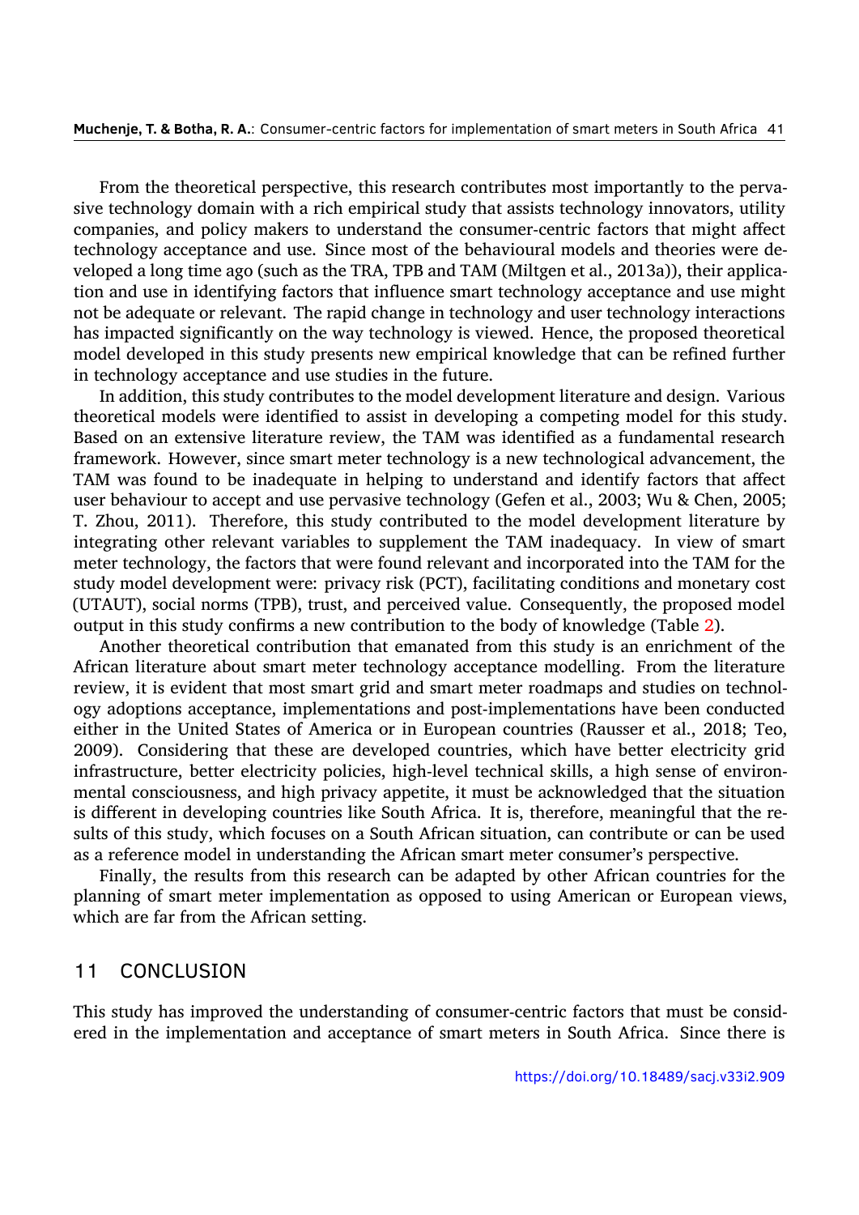From the theoretical perspective, this research contributes most importantly to the pervasive technology domain with a rich empirical study that assists technology innovators, utility companies, and policy makers to understand the consumer-centric factors that might affect technology acceptance and use. Since most of the behavioural models and theories were developed a long time ago (such as the TRA, TPB and TAM (Miltgen et al., 2013a)), their application and use in identifying factors that influence smart technology acceptance and use might not be adequate or relevant. The rapid change in technology and user technology interactions has impacted significantly on the way technology is viewed. Hence, the proposed theoretical model developed in this study presents new empirical knowledge that can be refined further in technology acceptance and use studies in the future.

In addition, this study contributes to the model development literature and design. Various theoretical models were identified to assist in developing a competing model for this study. Based on an extensive literature review, the TAM was identified as a fundamental research framework. However, since smart meter technology is a new technological advancement, the TAM was found to be inadequate in helping to understand and identify factors that affect user behaviour to accept and use pervasive technology (Gefen et al., 2003; Wu & Chen, 2005; T. Zhou, 2011). Therefore, this study contributed to the model development literature by integrating other relevant variables to supplement the TAM inadequacy. In view of smart meter technology, the factors that were found relevant and incorporated into the TAM for the study model development were: privacy risk (PCT), facilitating conditions and monetary cost (UTAUT), social norms (TPB), trust, and perceived value. Consequently, the proposed model output in this study confirms a new contribution to the body of knowledge (Table 2).

Another theoretical contribution that emanated from this study is an enrichment of the African literature about smart meter technology acceptance modelling. From the literature review, it is evident that most smart grid and smart meter roadmaps and studies on technology adoptions acceptance, implementations and post-implementations have been conducted either in the United States of America or in European countries (Rausser et al., 2018; Teo, 2009). Considering that these are developed countries, which have better electricity grid infrastructure, better electricity policies, high-level technical skills, a high sense of environmental consciousness, and high privacy appetite, it must be acknowledged that the situation is different in developing countries like South Africa. It is, therefore, meaningful that the results of this study, which focuses on a South African situation, can contribute or can be used as a reference model in understanding the African smart meter consumer's perspective.

Finally, the results from this research can be adapted by other African countries for the planning of smart meter implementation as opposed to using American or European views, which are far from the African setting.

## 11 CONCLUSION

This study has improved the understanding of consumer-centric factors that must be considered in the implementation and acceptance of smart meters in South Africa. Since there is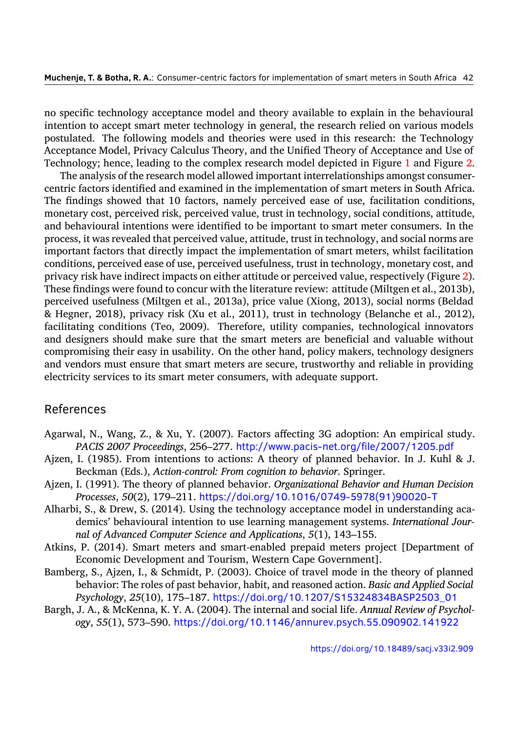no specific technology acceptance model and theory available to explain in the behavioural intention to accept smart meter technology in general, the research relied on various models postulated. The following models and theories were used in this research: the Technology Acceptance Model, Privacy Calculus Theory, and the Unified Theory of Acceptance and Use of Technology; hence, leading to the complex research model depicted in Figure 1 and Figure 2.

The analysis of the research model allowed important interrelationships amongst consumer-centric factors identified and examined in the implementation of smart meters in South Africa. The findings showed that 10 factors, namely perceived ease of use, facilitation conditions, monetary cost, perceived risk, perceived value, trust in technology, social conditions, attitude, and behavioural intentions were identified to be important to smart meter consumers. In the process, it was revealed that perceived value, attitude, trust in technology, and social norms are important factors that directly impact the implementation of smart meters, whilst facilitation conditions, perceived ease of use, perceived usefulness, trust in technology, monetary cost, and privacy risk have indirect impacts on either attitude or perceived value, respectively (Figure 2). These findings were found to concur with the literature review: attitude (Miltgen et al., 2013b), perceived usefulness (Miltgen et al., 2013a), price value (Xiong, 2013), social norms (Beldad & Hegner, 2018), privacy risk (Xu et al., 2011), trust in technology (Belanche et al., 2012), facilitating conditions (Teo, 2009). Therefore, utility companies, technological innovators and designers should make sure that the smart meters are beneficial and valuable without compromising their easy in usability. On the other hand, policy makers, technology designers and vendors must ensure that smart meters are secure, trustworthy and reliable in providing electricity services to its smart meter consumers, with adequate support.

## References

Agarwal, N., Wang, Z., & Xu, Y. (2007). Factors affecting 3G adoption: An empirical study. *PACIS 2007 Proceedings*, 256–277. http://www.pacis-net.org/file/2007/1205.pdf

Ajzen, I. (1985). From intentions to actions: A theory of planned behavior. In J. Kuhl & J. Beckman (Eds.), *Action-control: From cognition to behavior*. Springer.

Ajzen, I. (1991). The theory of planned behavior. *Organizational Behavior and Human Decision Processes*, *50*(2), 179–211. https://doi.org/10.1016/0749-5978(91)90020-T

Alharbi, S., & Drew, S. (2014). Using the technology acceptance model in understanding academics' behavioural intention to use learning management systems. *International Journal of Advanced Computer Science and Applications*, *5*(1), 143–155.

Atkins, P. (2014). Smart meters and smart-enabled prepaid meters project [Department of Economic Development and Tourism, Western Cape Government].

Bamberg, S., Ajzen, I., & Schmidt, P. (2003). Choice of travel mode in the theory of planned behavior: The roles of past behavior, habit, and reasoned action. *Basic and Applied Social Psychology*, *25*(10), 175–187. https://doi.org/10.1207/S15324834BASP2503_01

Bargh, J. A., & McKenna, K. Y. A. (2004). The internal and social life. *Annual Review of Psychology*, *55*(1), 573–590. https://doi.org/10.1146/annurev.psych.55.090902.141922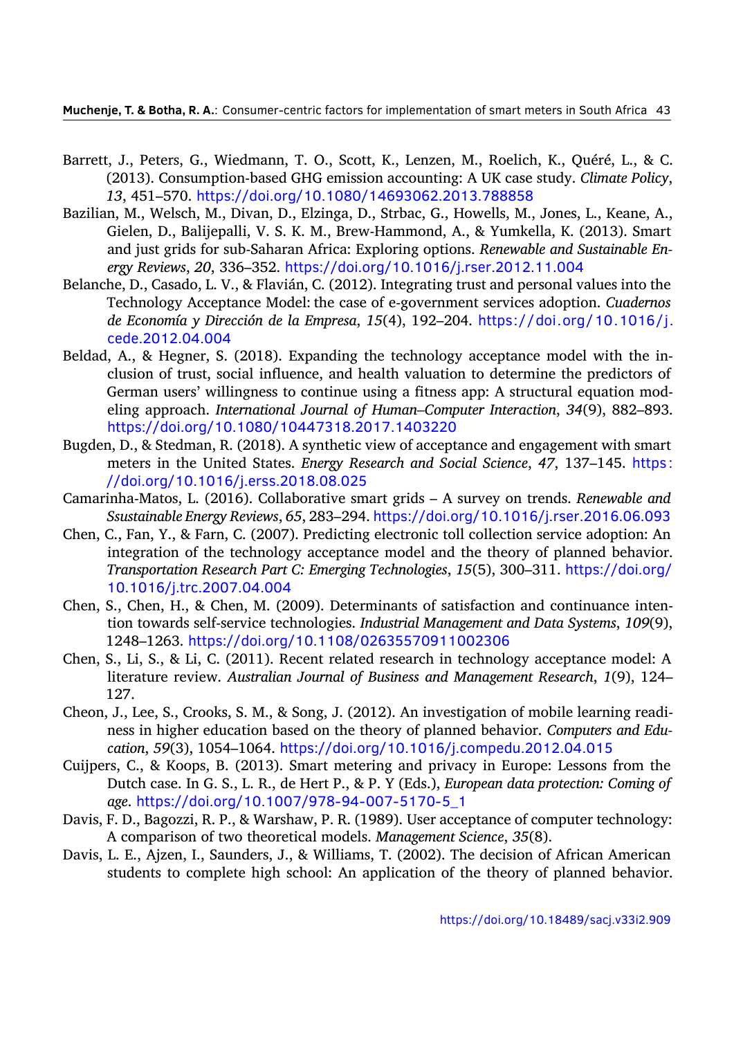Barrett, J., Peters, G., Wiedmann, T. O., Scott, K., Lenzen, M., Roelich, K., Quéré, L., & C. (2013). Consumption-based GHG emission accounting: A UK case study. *Climate Policy*, *13*, 451–570. https://doi.org/10.1080/14693062.2013.788858

Bazilian, M., Welsch, M., Divan, D., Elzinga, D., Strbac, G., Howells, M., Jones, L., Keane, A., Gielen, D., Balijepalli, V. S. K. M., Brew-Hammond, A., & Yumkella, K. (2013). Smart and just grids for sub-Saharan Africa: Exploring options. *Renewable and Sustainable Energy Reviews*, *20*, 336–352. https://doi.org/10.1016/j.rser.2012.11.004

Belanche, D., Casado, L. V., & Flavián, C. (2012). Integrating trust and personal values into the Technology Acceptance Model: the case of e-government services adoption. *Cuadernos de Economía y Dirección de la Empresa*, *15*(4), 192–204. https://doi.org/10.1016/j.cede.2012.04.004

Beldad, A., & Hegner, S. (2018). Expanding the technology acceptance model with the inclusion of trust, social influence, and health valuation to determine the predictors of German users' willingness to continue using a fitness app: A structural equation modeling approach. *International Journal of Human–Computer Interaction*, *34*(9), 882–893. https://doi.org/10.1080/10447318.2017.1403220

Bugden, D., & Stedman, R. (2018). A synthetic view of acceptance and engagement with smart meters in the United States. *Energy Research and Social Science*, *47*, 137–145. https://doi.org/10.1016/j.erss.2018.08.025

Camarinha-Matos, L. (2016). Collaborative smart grids – A survey on trends. *Renewable and Ssustainable Energy Reviews*, *65*, 283–294. https://doi.org/10.1016/j.rser.2016.06.093

Chen, C., Fan, Y., & Farn, C. (2007). Predicting electronic toll collection service adoption: An integration of the technology acceptance model and the theory of planned behavior. *Transportation Research Part C: Emerging Technologies*, *15*(5), 300–311. https://doi.org/10.1016/j.trc.2007.04.004

Chen, S., Chen, H., & Chen, M. (2009). Determinants of satisfaction and continuance intention towards self-service technologies. *Industrial Management and Data Systems*, *109*(9), 1248–1263. https://doi.org/10.1108/02635570911002306

Chen, S., Li, S., & Li, C. (2011). Recent related research in technology acceptance model: A literature review. *Australian Journal of Business and Management Research*, *1*(9), 124–127.

Cheon, J., Lee, S., Crooks, S. M., & Song, J. (2012). An investigation of mobile learning readiness in higher education based on the theory of planned behavior. *Computers and Education*, *59*(3), 1054–1064. https://doi.org/10.1016/j.compedu.2012.04.015

Cuijpers, C., & Koops, B. (2013). Smart metering and privacy in Europe: Lessons from the Dutch case. In G. S., L. R., de Hert P., & P. Y (Eds.), *European data protection: Coming of age*. https://doi.org/10.1007/978-94-007-5170-5_1

Davis, F. D., Bagozzi, R. P., & Warshaw, P. R. (1989). User acceptance of computer technology: A comparison of two theoretical models. *Management Science*, *35*(8).

Davis, L. E., Ajzen, I., Saunders, J., & Williams, T. (2002). The decision of African American students to complete high school: An application of the theory of planned behavior.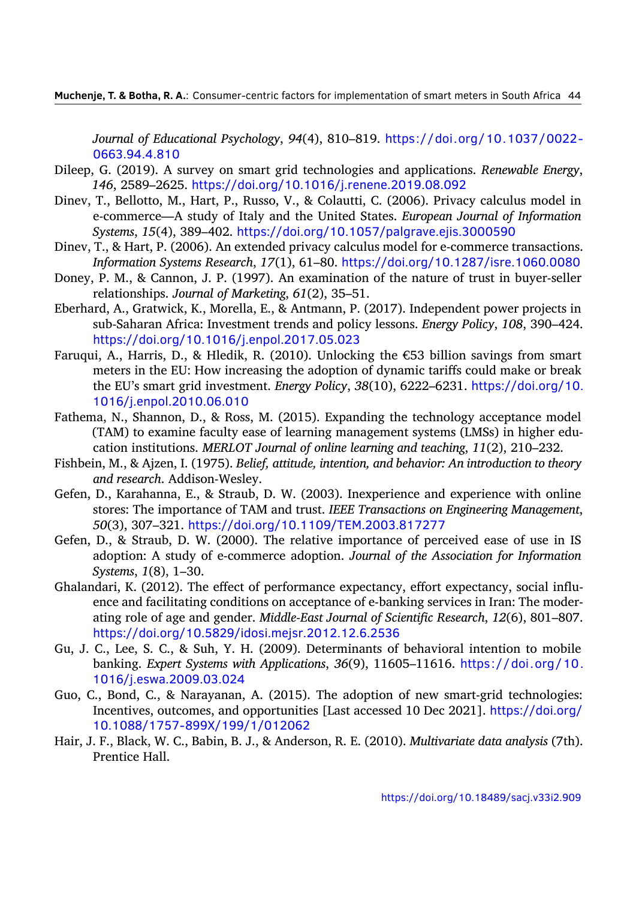*Journal of Educational Psychology*, *94*(4), 810–819. https://doi.org/10.1037/0022-0663.94.4.810

Dileep, G. (2019). A survey on smart grid technologies and applications. *Renewable Energy*, *146*, 2589–2625. https://doi.org/10.1016/j.renene.2019.08.092

Dinev, T., Bellotto, M., Hart, P., Russo, V., & Colautti, C. (2006). Privacy calculus model in e-commerce—A study of Italy and the United States. *European Journal of Information Systems*, *15*(4), 389–402. https://doi.org/10.1057/palgrave.ejis.3000590

Dinev, T., & Hart, P. (2006). An extended privacy calculus model for e-commerce transactions. *Information Systems Research*, *17*(1), 61–80. https://doi.org/10.1287/isre.1060.0080

Doney, P. M., & Cannon, J. P. (1997). An examination of the nature of trust in buyer-seller relationships. *Journal of Marketing*, *61*(2), 35–51.

Eberhard, A., Gratwick, K., Morella, E., & Antmann, P. (2017). Independent power projects in sub-Saharan Africa: Investment trends and policy lessons. *Energy Policy*, *108*, 390–424. https://doi.org/10.1016/j.enpol.2017.05.023

Faruqui, A., Harris, D., & Hledik, R. (2010). Unlocking the €53 billion savings from smart meters in the EU: How increasing the adoption of dynamic tariffs could make or break the EU's smart grid investment. *Energy Policy*, *38*(10), 6222–6231. https://doi.org/10.1016/j.enpol.2010.06.010

Fathema, N., Shannon, D., & Ross, M. (2015). Expanding the technology acceptance model (TAM) to examine faculty ease of learning management systems (LMSs) in higher education institutions. *MERLOT Journal of online learning and teaching*, *11*(2), 210–232.

Fishbein, M., & Ajzen, I. (1975). *Belief, attitude, intention, and behavior: An introduction to theory and research*. Addison-Wesley.

Gefen, D., Karahanna, E., & Straub, D. W. (2003). Inexperience and experience with online stores: The importance of TAM and trust. *IEEE Transactions on Engineering Management*, *50*(3), 307–321. https://doi.org/10.1109/TEM.2003.817277

Gefen, D., & Straub, D. W. (2000). The relative importance of perceived ease of use in IS adoption: A study of e-commerce adoption. *Journal of the Association for Information Systems*, *1*(8), 1–30.

Ghalandari, K. (2012). The effect of performance expectancy, effort expectancy, social influence and facilitating conditions on acceptance of e-banking services in Iran: The moderating role of age and gender. *Middle-East Journal of Scientific Research*, *12*(6), 801–807. https://doi.org/10.5829/idosi.mejsr.2012.12.6.2536

Gu, J. C., Lee, S. C., & Suh, Y. H. (2009). Determinants of behavioral intention to mobile banking. *Expert Systems with Applications*, *36*(9), 11605–11616. https://doi.org/10.1016/j.eswa.2009.03.024

Guo, C., Bond, C., & Narayanan, A. (2015). The adoption of new smart-grid technologies: Incentives, outcomes, and opportunities [Last accessed 10 Dec 2021]. https://doi.org/10.1088/1757-899X/199/1/012062

Hair, J. F., Black, W. C., Babin, B. J., & Anderson, R. E. (2010). *Multivariate data analysis* (7th). Prentice Hall.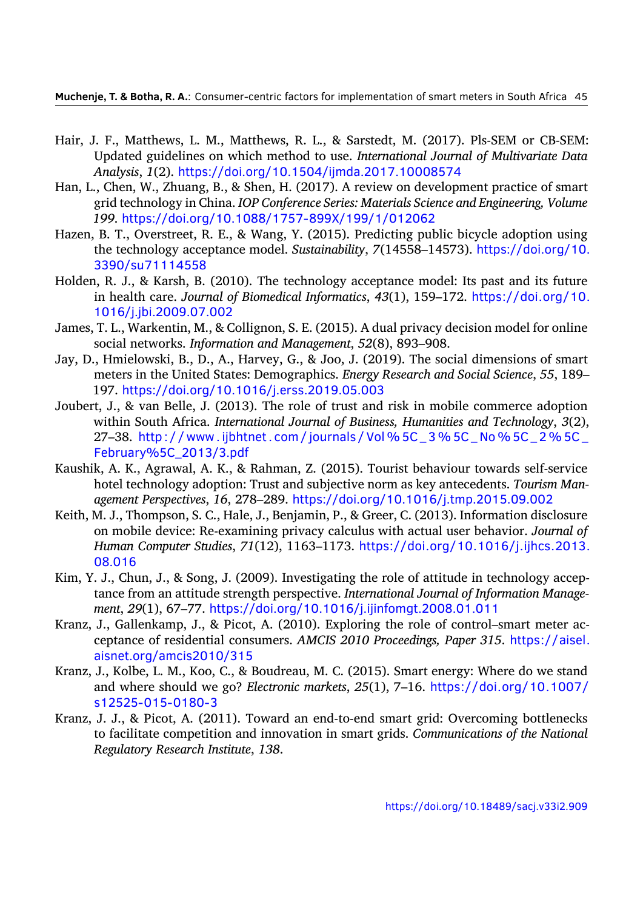Hair, J. F., Matthews, L. M., Matthews, R. L., & Sarstedt, M. (2017). Pls-SEM or CB-SEM: Updated guidelines on which method to use. *International Journal of Multivariate Data Analysis*, *1*(2). https://doi.org/10.1504/ijmda.2017.10008574

Han, L., Chen, W., Zhuang, B., & Shen, H. (2017). A review on development practice of smart grid technology in China. *IOP Conference Series: Materials Science and Engineering, Volume 199*. https://doi.org/10.1088/1757-899X/199/1/012062

Hazen, B. T., Overstreet, R. E., & Wang, Y. (2015). Predicting public bicycle adoption using the technology acceptance model. *Sustainability*, *7*(14558–14573). https://doi.org/10.3390/su71114558

Holden, R. J., & Karsh, B. (2010). The technology acceptance model: Its past and its future in health care. *Journal of Biomedical Informatics*, *43*(1), 159–172. https://doi.org/10.1016/j.jbi.2009.07.002

James, T. L., Warkentin, M., & Collignon, S. E. (2015). A dual privacy decision model for online social networks. *Information and Management*, *52*(8), 893–908.

Jay, D., Hmielowski, B., D., A., Harvey, G., & Joo, J. (2019). The social dimensions of smart meters in the United States: Demographics. *Energy Research and Social Science*, *55*, 189–197. https://doi.org/10.1016/j.erss.2019.05.003

Joubert, J., & van Belle, J. (2013). The role of trust and risk in mobile commerce adoption within South Africa. *International Journal of Business, Humanities and Technology*, *3*(2), 27–38. http://www.ijbhtnet.com/journals/Vol%5C_3%5C_No%5C_2%5C_February%5C_2013/3.pdf

Kaushik, A. K., Agrawal, A. K., & Rahman, Z. (2015). Tourist behaviour towards self-service hotel technology adoption: Trust and subjective norm as key antecedents. *Tourism Management Perspectives*, *16*, 278–289. https://doi.org/10.1016/j.tmp.2015.09.002

Keith, M. J., Thompson, S. C., Hale, J., Benjamin, P., & Greer, C. (2013). Information disclosure on mobile device: Re-examining privacy calculus with actual user behavior. *Journal of Human Computer Studies*, *71*(12), 1163–1173. https://doi.org/10.1016/j.ijhcs.2013.08.016

Kim, Y. J., Chun, J., & Song, J. (2009). Investigating the role of attitude in technology acceptance from an attitude strength perspective. *International Journal of Information Management*, *29*(1), 67–77. https://doi.org/10.1016/j.ijinfomgt.2008.01.011

Kranz, J., Gallenkamp, J., & Picot, A. (2010). Exploring the role of control–smart meter acceptance of residential consumers. *AMCIS 2010 Proceedings, Paper 315*. https://aisel.aisnet.org/amcis2010/315

Kranz, J., Kolbe, L. M., Koo, C., & Boudreau, M. C. (2015). Smart energy: Where do we stand and where should we go? *Electronic markets*, *25*(1), 7–16. https://doi.org/10.1007/s12525-015-0180-3

Kranz, J. J., & Picot, A. (2011). Toward an end-to-end smart grid: Overcoming bottlenecks to facilitate competition and innovation in smart grids. *Communications of the National Regulatory Research Institute*, *138*.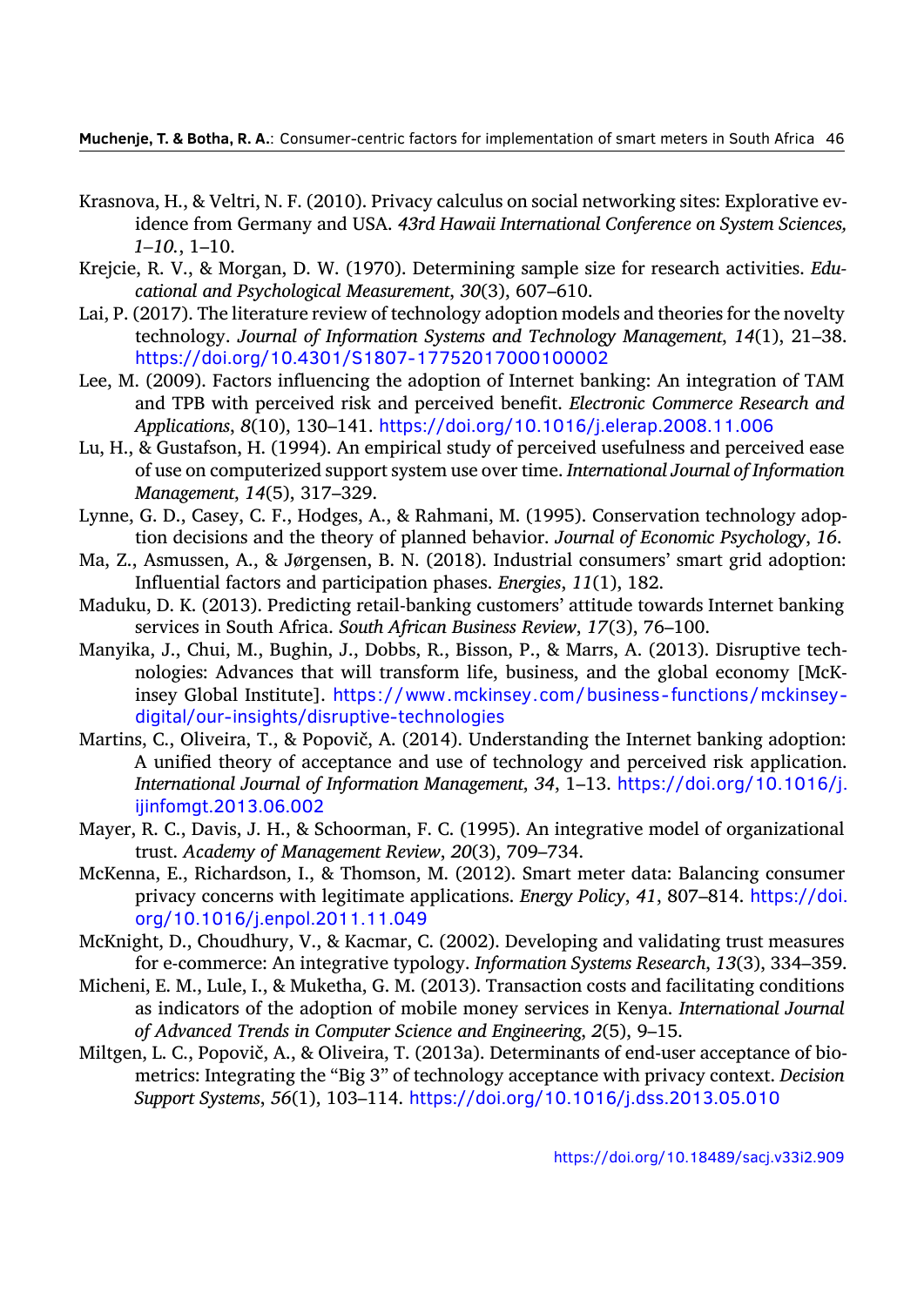Krasnova, H., & Veltri, N. F. (2010). Privacy calculus on social networking sites: Explorative evidence from Germany and USA. *43rd Hawaii International Conference on System Sciences, 1–10.*, 1–10.

Krejcie, R. V., & Morgan, D. W. (1970). Determining sample size for research activities. *Educational and Psychological Measurement*, *30*(3), 607–610.

Lai, P. (2017). The literature review of technology adoption models and theories for the novelty technology. *Journal of Information Systems and Technology Management*, *14*(1), 21–38. https://doi.org/10.4301/S1807-17752017000100002

Lee, M. (2009). Factors influencing the adoption of Internet banking: An integration of TAM and TPB with perceived risk and perceived benefit. *Electronic Commerce Research and Applications*, *8*(10), 130–141. https://doi.org/10.1016/j.elerap.2008.11.006

Lu, H., & Gustafson, H. (1994). An empirical study of perceived usefulness and perceived ease of use on computerized support system use over time. *International Journal of Information Management*, *14*(5), 317–329.

Lynne, G. D., Casey, C. F., Hodges, A., & Rahmani, M. (1995). Conservation technology adoption decisions and the theory of planned behavior. *Journal of Economic Psychology*, *16*.

Ma, Z., Asmussen, A., & Jørgensen, B. N. (2018). Industrial consumers' smart grid adoption: Influential factors and participation phases. *Energies*, *11*(1), 182.

Maduku, D. K. (2013). Predicting retail-banking customers' attitude towards Internet banking services in South Africa. *South African Business Review*, *17*(3), 76–100.

Manyika, J., Chui, M., Bughin, J., Dobbs, R., Bisson, P., & Marrs, A. (2013). Disruptive technologies: Advances that will transform life, business, and the global economy [McKinsey Global Institute]. https://www.mckinsey.com/business-functions/mckinsey-digital/our-insights/disruptive-technologies

Martins, C., Oliveira, T., & Popovič, A. (2014). Understanding the Internet banking adoption: A unified theory of acceptance and use of technology and perceived risk application. *International Journal of Information Management*, *34*, 1–13. https://doi.org/10.1016/j.ijinfomgt.2013.06.002

Mayer, R. C., Davis, J. H., & Schoorman, F. C. (1995). An integrative model of organizational trust. *Academy of Management Review*, *20*(3), 709–734.

McKenna, E., Richardson, I., & Thomson, M. (2012). Smart meter data: Balancing consumer privacy concerns with legitimate applications. *Energy Policy*, *41*, 807–814. https://doi.org/10.1016/j.enpol.2011.11.049

McKnight, D., Choudhury, V., & Kacmar, C. (2002). Developing and validating trust measures for e-commerce: An integrative typology. *Information Systems Research*, *13*(3), 334–359.

Micheni, E. M., Lule, I., & Muketha, G. M. (2013). Transaction costs and facilitating conditions as indicators of the adoption of mobile money services in Kenya. *International Journal of Advanced Trends in Computer Science and Engineering*, *2*(5), 9–15.

Miltgen, L. C., Popovič, A., & Oliveira, T. (2013a). Determinants of end-user acceptance of biometrics: Integrating the "Big 3" of technology acceptance with privacy context. *Decision Support Systems*, *56*(1), 103–114. https://doi.org/10.1016/j.dss.2013.05.010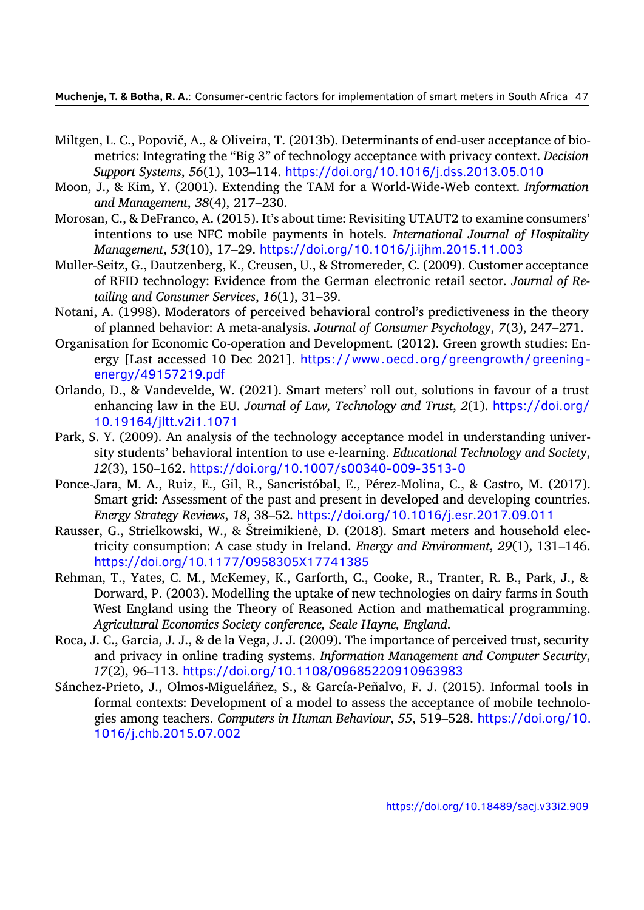Miltgen, L. C., Popovič, A., & Oliveira, T. (2013b). Determinants of end-user acceptance of biometrics: Integrating the "Big 3" of technology acceptance with privacy context. *Decision Support Systems*, *56*(1), 103–114. https://doi.org/10.1016/j.dss.2013.05.010

Moon, J., & Kim, Y. (2001). Extending the TAM for a World-Wide-Web context. *Information and Management*, *38*(4), 217–230.

Morosan, C., & DeFranco, A. (2015). It's about time: Revisiting UTAUT2 to examine consumers' intentions to use NFC mobile payments in hotels. *International Journal of Hospitality Management*, *53*(10), 17–29. https://doi.org/10.1016/j.ijhm.2015.11.003

Muller-Seitz, G., Dautzenberg, K., Creusen, U., & Stromereder, C. (2009). Customer acceptance of RFID technology: Evidence from the German electronic retail sector. *Journal of Retailing and Consumer Services*, *16*(1), 31–39.

Notani, A. (1998). Moderators of perceived behavioral control's predictiveness in the theory of planned behavior: A meta-analysis. *Journal of Consumer Psychology*, *7*(3), 247–271.

Organisation for Economic Co-operation and Development. (2012). Green growth studies: Energy [Last accessed 10 Dec 2021]. https://www.oecd.org/greengrowth/greening-energy/49157219.pdf

Orlando, D., & Vandevelde, W. (2021). Smart meters' roll out, solutions in favour of a trust enhancing law in the EU. *Journal of Law, Technology and Trust*, *2*(1). https://doi.org/10.19164/jltt.v2i1.1071

Park, S. Y. (2009). An analysis of the technology acceptance model in understanding university students' behavioral intention to use e-learning. *Educational Technology and Society*, *12*(3), 150–162. https://doi.org/10.1007/s00340-009-3513-0

Ponce-Jara, M. A., Ruiz, E., Gil, R., Sancristóbal, E., Pérez-Molina, C., & Castro, M. (2017). Smart grid: Assessment of the past and present in developed and developing countries. *Energy Strategy Reviews*, *18*, 38–52. https://doi.org/10.1016/j.esr.2017.09.011

Rausser, G., Strielkowski, W., & Štreimikienė, D. (2018). Smart meters and household electricity consumption: A case study in Ireland. *Energy and Environment*, *29*(1), 131–146. https://doi.org/10.1177/0958305X17741385

Rehman, T., Yates, C. M., McKemey, K., Garforth, C., Cooke, R., Tranter, R. B., Park, J., & Dorward, P. (2003). Modelling the uptake of new technologies on dairy farms in South West England using the Theory of Reasoned Action and mathematical programming. *Agricultural Economics Society conference, Seale Hayne, England*.

Roca, J. C., Garcia, J. J., & de la Vega, J. J. (2009). The importance of perceived trust, security and privacy in online trading systems. *Information Management and Computer Security*, *17*(2), 96–113. https://doi.org/10.1108/09685220910963983

Sánchez-Prieto, J., Olmos-Migueláñez, S., & García-Peñalvo, F. J. (2015). Informal tools in formal contexts: Development of a model to assess the acceptance of mobile technologies among teachers. *Computers in Human Behaviour*, *55*, 519–528. https://doi.org/10.1016/j.chb.2015.07.002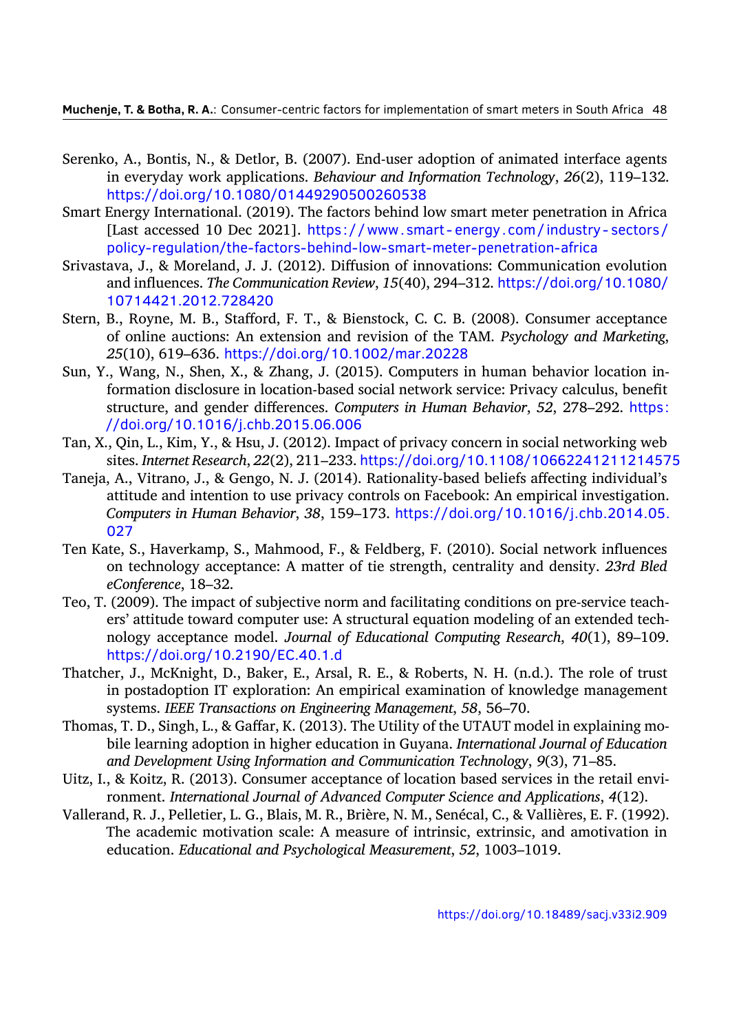Serenko, A., Bontis, N., & Detlor, B. (2007). End-user adoption of animated interface agents in everyday work applications. *Behaviour and Information Technology*, *26*(2), 119–132. https://doi.org/10.1080/01449290500260538

Smart Energy International. (2019). The factors behind low smart meter penetration in Africa [Last accessed 10 Dec 2021]. https://www.smart-energy.com/industry-sectors/policy-regulation/the-factors-behind-low-smart-meter-penetration-africa

Srivastava, J., & Moreland, J. J. (2012). Diffusion of innovations: Communication evolution and influences. *The Communication Review*, *15*(40), 294–312. https://doi.org/10.1080/10714421.2012.728420

Stern, B., Royne, M. B., Stafford, F. T., & Bienstock, C. C. B. (2008). Consumer acceptance of online auctions: An extension and revision of the TAM. *Psychology and Marketing*, *25*(10), 619–636. https://doi.org/10.1002/mar.20228

Sun, Y., Wang, N., Shen, X., & Zhang, J. (2015). Computers in human behavior location information disclosure in location-based social network service: Privacy calculus, benefit structure, and gender differences. *Computers in Human Behavior*, *52*, 278–292. https://doi.org/10.1016/j.chb.2015.06.006

Tan, X., Qin, L., Kim, Y., & Hsu, J. (2012). Impact of privacy concern in social networking web sites. *Internet Research*, *22*(2), 211–233. https://doi.org/10.1108/10662241211214575

Taneja, A., Vitrano, J., & Gengo, N. J. (2014). Rationality-based beliefs affecting individual's attitude and intention to use privacy controls on Facebook: An empirical investigation. *Computers in Human Behavior*, *38*, 159–173. https://doi.org/10.1016/j.chb.2014.05.027

Ten Kate, S., Haverkamp, S., Mahmood, F., & Feldberg, F. (2010). Social network influences on technology acceptance: A matter of tie strength, centrality and density. *23rd Bled eConference*, 18–32.

Teo, T. (2009). The impact of subjective norm and facilitating conditions on pre-service teachers' attitude toward computer use: A structural equation modeling of an extended technology acceptance model. *Journal of Educational Computing Research*, *40*(1), 89–109. https://doi.org/10.2190/EC.40.1.d

Thatcher, J., McKnight, D., Baker, E., Arsal, R. E., & Roberts, N. H. (n.d.). The role of trust in postadoption IT exploration: An empirical examination of knowledge management systems. *IEEE Transactions on Engineering Management*, *58*, 56–70.

Thomas, T. D., Singh, L., & Gaffar, K. (2013). The Utility of the UTAUT model in explaining mobile learning adoption in higher education in Guyana. *International Journal of Education and Development Using Information and Communication Technology*, *9*(3), 71–85.

Uitz, I., & Koitz, R. (2013). Consumer acceptance of location based services in the retail environment. *International Journal of Advanced Computer Science and Applications*, *4*(12).

Vallerand, R. J., Pelletier, L. G., Blais, M. R., Brière, N. M., Senécal, C., & Vallières, E. F. (1992). The academic motivation scale: A measure of intrinsic, extrinsic, and amotivation in education. *Educational and Psychological Measurement*, *52*, 1003–1019.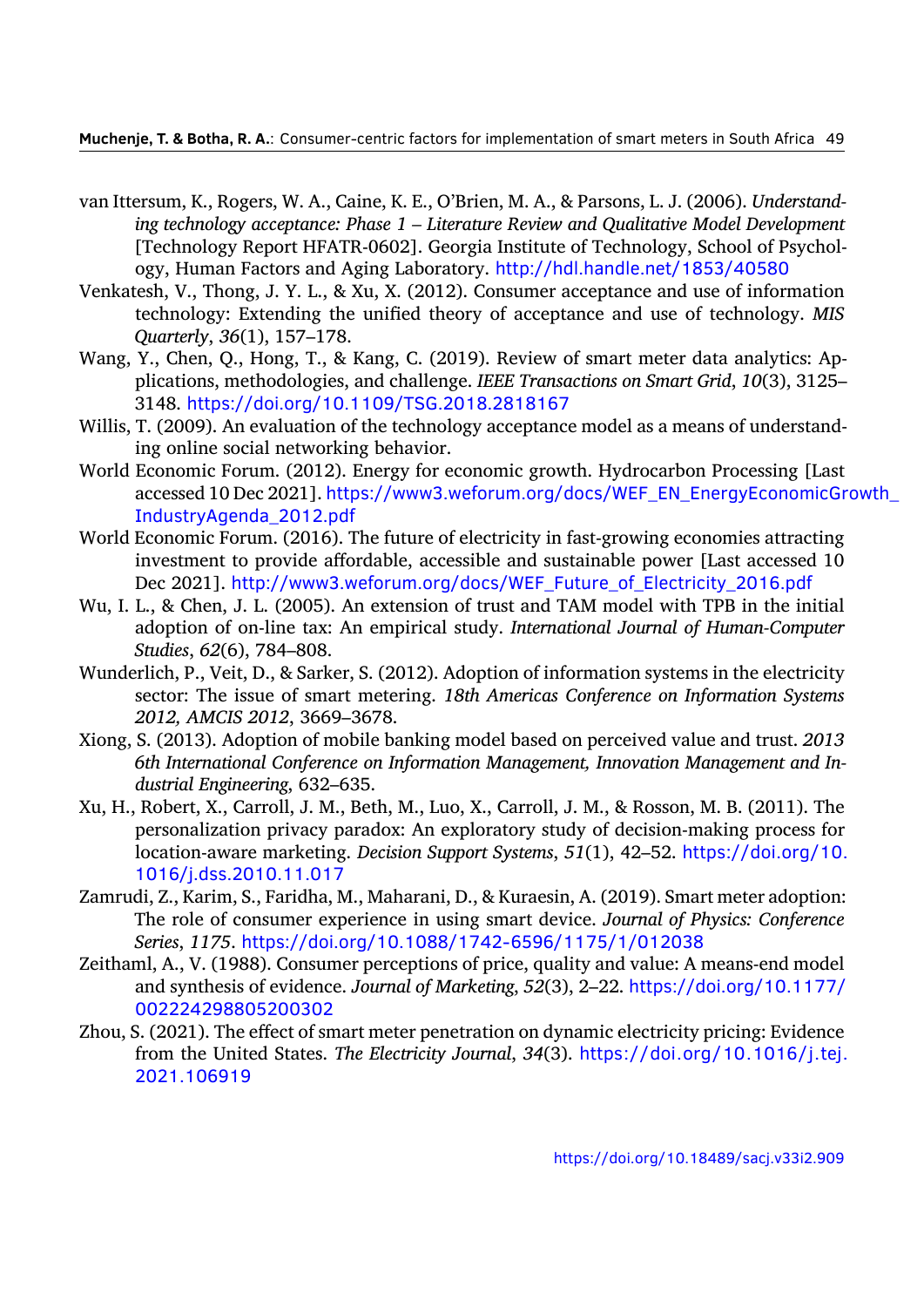van Ittersum, K., Rogers, W. A., Caine, K. E., O'Brien, M. A., & Parsons, L. J. (2006). *Understanding technology acceptance: Phase 1 – Literature Review and Qualitative Model Development* [Technology Report HFATR-0602]. Georgia Institute of Technology, School of Psychology, Human Factors and Aging Laboratory. http://hdl.handle.net/1853/40580

Venkatesh, V., Thong, J. Y. L., & Xu, X. (2012). Consumer acceptance and use of information technology: Extending the unified theory of acceptance and use of technology. *MIS Quarterly*, *36*(1), 157–178.

Wang, Y., Chen, Q., Hong, T., & Kang, C. (2019). Review of smart meter data analytics: Applications, methodologies, and challenge. *IEEE Transactions on Smart Grid*, *10*(3), 3125–3148. https://doi.org/10.1109/TSG.2018.2818167

Willis, T. (2009). An evaluation of the technology acceptance model as a means of understanding online social networking behavior.

World Economic Forum. (2012). Energy for economic growth. Hydrocarbon Processing [Last accessed 10 Dec 2021]. https://www3.weforum.org/docs/WEF_EN_EnergyEconomicGrowth_IndustryAgenda_2012.pdf

World Economic Forum. (2016). The future of electricity in fast-growing economies attracting investment to provide affordable, accessible and sustainable power [Last accessed 10 Dec 2021]. http://www3.weforum.org/docs/WEF_Future_of_Electricity_2016.pdf

Wu, I. L., & Chen, J. L. (2005). An extension of trust and TAM model with TPB in the initial adoption of on-line tax: An empirical study. *International Journal of Human-Computer Studies*, *62*(6), 784–808.

Wunderlich, P., Veit, D., & Sarker, S. (2012). Adoption of information systems in the electricity sector: The issue of smart metering. *18th Americas Conference on Information Systems 2012, AMCIS 2012*, 3669–3678.

Xiong, S. (2013). Adoption of mobile banking model based on perceived value and trust. *2013 6th International Conference on Information Management, Innovation Management and Industrial Engineering*, 632–635.

Xu, H., Robert, X., Carroll, J. M., Beth, M., Luo, X., Carroll, J. M., & Rosson, M. B. (2011). The personalization privacy paradox: An exploratory study of decision-making process for location-aware marketing. *Decision Support Systems*, *51*(1), 42–52. https://doi.org/10.1016/j.dss.2010.11.017

Zamrudi, Z., Karim, S., Faridha, M., Maharani, D., & Kuraesin, A. (2019). Smart meter adoption: The role of consumer experience in using smart device. *Journal of Physics: Conference Series*, *1175*. https://doi.org/10.1088/1742-6596/1175/1/012038

Zeithaml, A., V. (1988). Consumer perceptions of price, quality and value: A means-end model and synthesis of evidence. *Journal of Marketing*, *52*(3), 2–22. https://doi.org/10.1177/002224298805200302

Zhou, S. (2021). The effect of smart meter penetration on dynamic electricity pricing: Evidence from the United States. *The Electricity Journal*, *34*(3). https://doi.org/10.1016/j.tej.2021.106919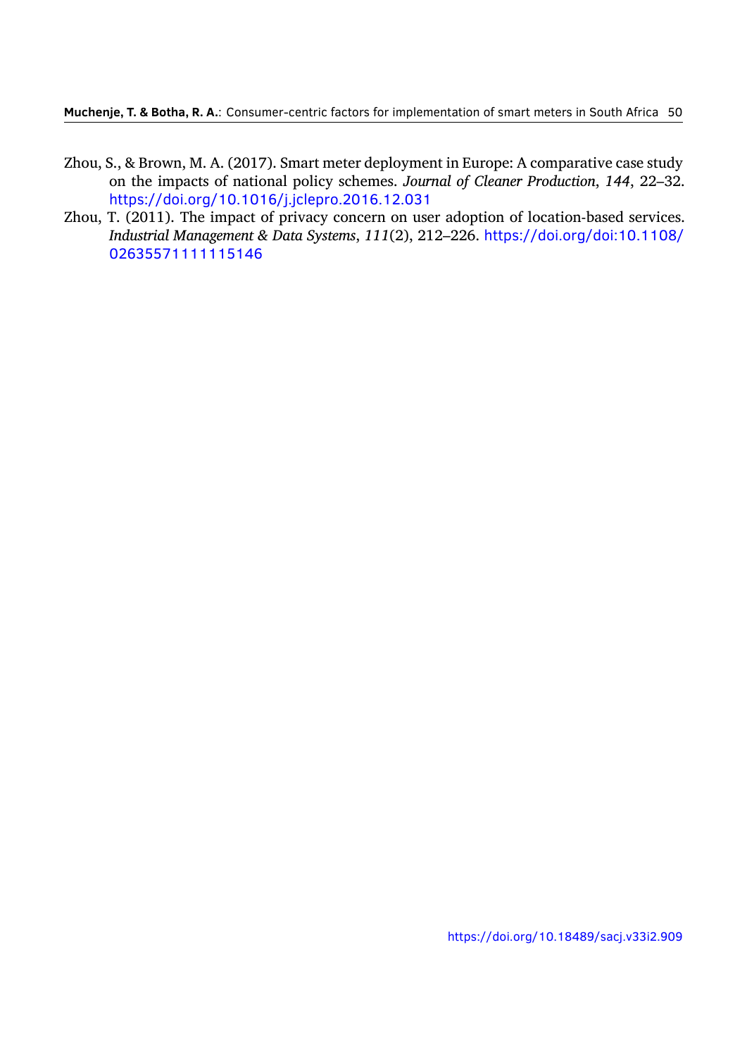Zhou, S., & Brown, M. A. (2017). Smart meter deployment in Europe: A comparative case study on the impacts of national policy schemes. *Journal of Cleaner Production*, *144*, 22–32. https://doi.org/10.1016/j.jclepro.2016.12.031

Zhou, T. (2011). The impact of privacy concern on user adoption of location-based services. *Industrial Management & Data Systems*, *111*(2), 212–226. https://doi.org/doi:10.1108/02635571111115146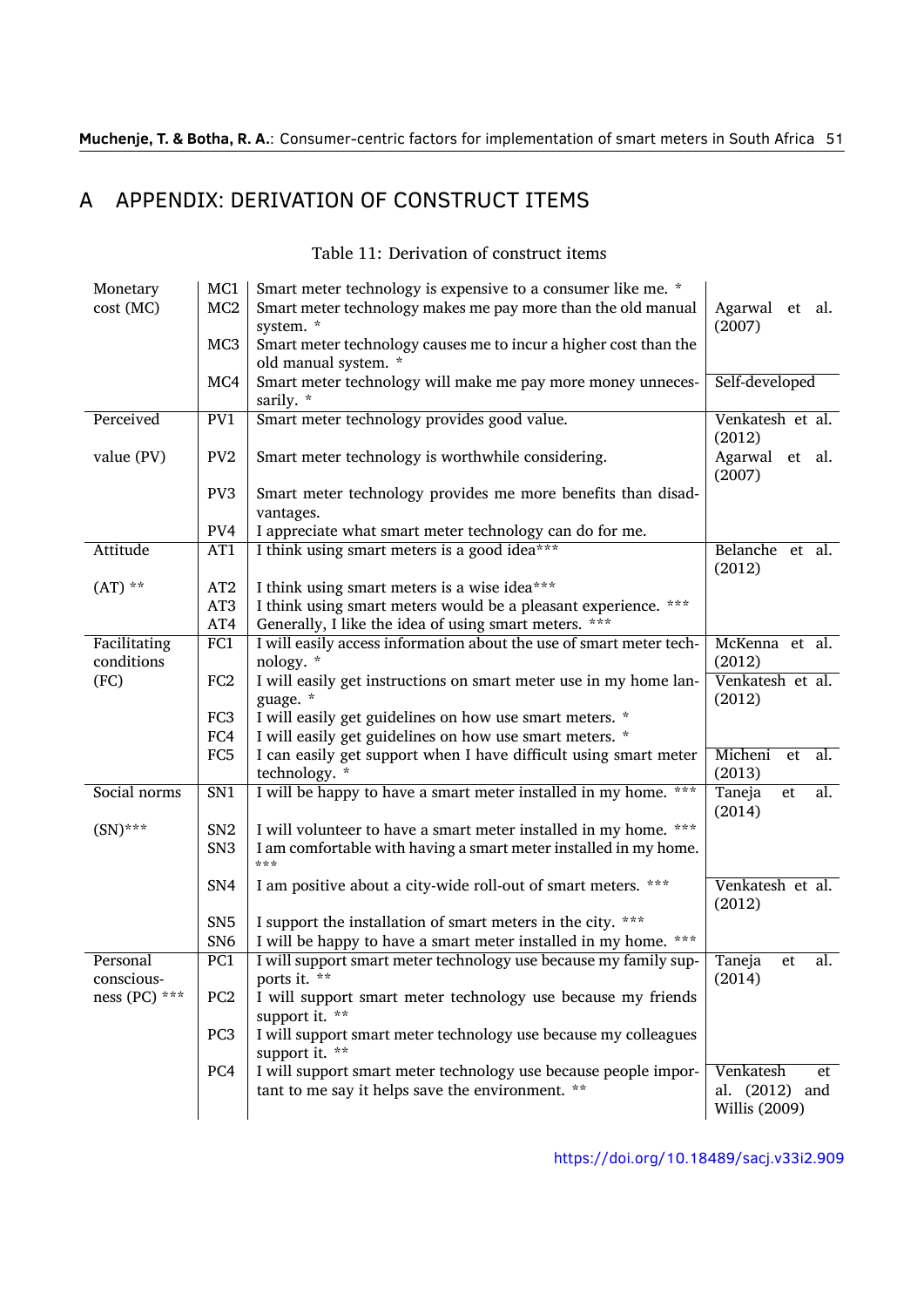# A APPENDIX: DERIVATION OF CONSTRUCT ITEMS

Table 11: Derivation of construct items

| Construct | Item | Statement | Source |
|---|---|---|---|
| Monetary cost (MC) | MC1 | Smart meter technology is expensive to a consumer like me. * | |
| | MC2 | Smart meter technology makes me pay more than the old manual system. * | Agarwal et al. (2007) |
| | MC3 | Smart meter technology causes me to incur a higher cost than the old manual system. * | |
| | MC4 | Smart meter technology will make me pay more money unnecessarily. * | Self-developed |
| Perceived value (PV) | PV1 | Smart meter technology provides good value. | Venkatesh et al. (2012) |
| | PV2 | Smart meter technology is worthwhile considering. | Agarwal et al. (2007) |
| | PV3 | Smart meter technology provides me more benefits than disadvantages. | |
| | PV4 | I appreciate what smart meter technology can do for me. | |
| Attitude (AT) ** | AT1 | I think using smart meters is a good idea*** | Belanche et al. (2012) |
| | AT2 | I think using smart meters is a wise idea*** | |
| | AT3 | I think using smart meters would be a pleasant experience. *** | |
| | AT4 | Generally, I like the idea of using smart meters. *** | |
| Facilitating conditions (FC) | FC1 | I will easily access information about the use of smart meter technology. * | McKenna et al. (2012) |
| | FC2 | I will easily get instructions on smart meter use in my home language. * | Venkatesh et al. (2012) |
| | FC3 | I will easily get guidelines on how use smart meters. * | |
| | FC4 | I will easily get guidelines on how use smart meters. * | |
| | FC5 | I can easily get support when I have difficult using smart meter technology. * | Micheni et al. (2013) |
| Social norms (SN)*** | SN1 | I will be happy to have a smart meter installed in my home. *** | Taneja et al. (2014) |
| | SN2 | I will volunteer to have a smart meter installed in my home. *** | |
| | SN3 | I am comfortable with having a smart meter installed in my home. *** | |
| | SN4 | I am positive about a city-wide roll-out of smart meters. *** | Venkatesh et al. (2012) |
| | SN5 | I support the installation of smart meters in the city. *** | |
| | SN6 | I will be happy to have a smart meter installed in my home. *** | |
| Personal consciousness (PC) *** | PC1 | I will support smart meter technology use because my family supports it. ** | Taneja et al. (2014) |
| | PC2 | I will support smart meter technology use because my friends support it. ** | |
| | PC3 | I will support smart meter technology use because my colleagues support it. ** | |
| | PC4 | I will support smart meter technology use because people important to me say it helps save the environment. ** | Venkatesh et al. (2012) and Willis (2009) |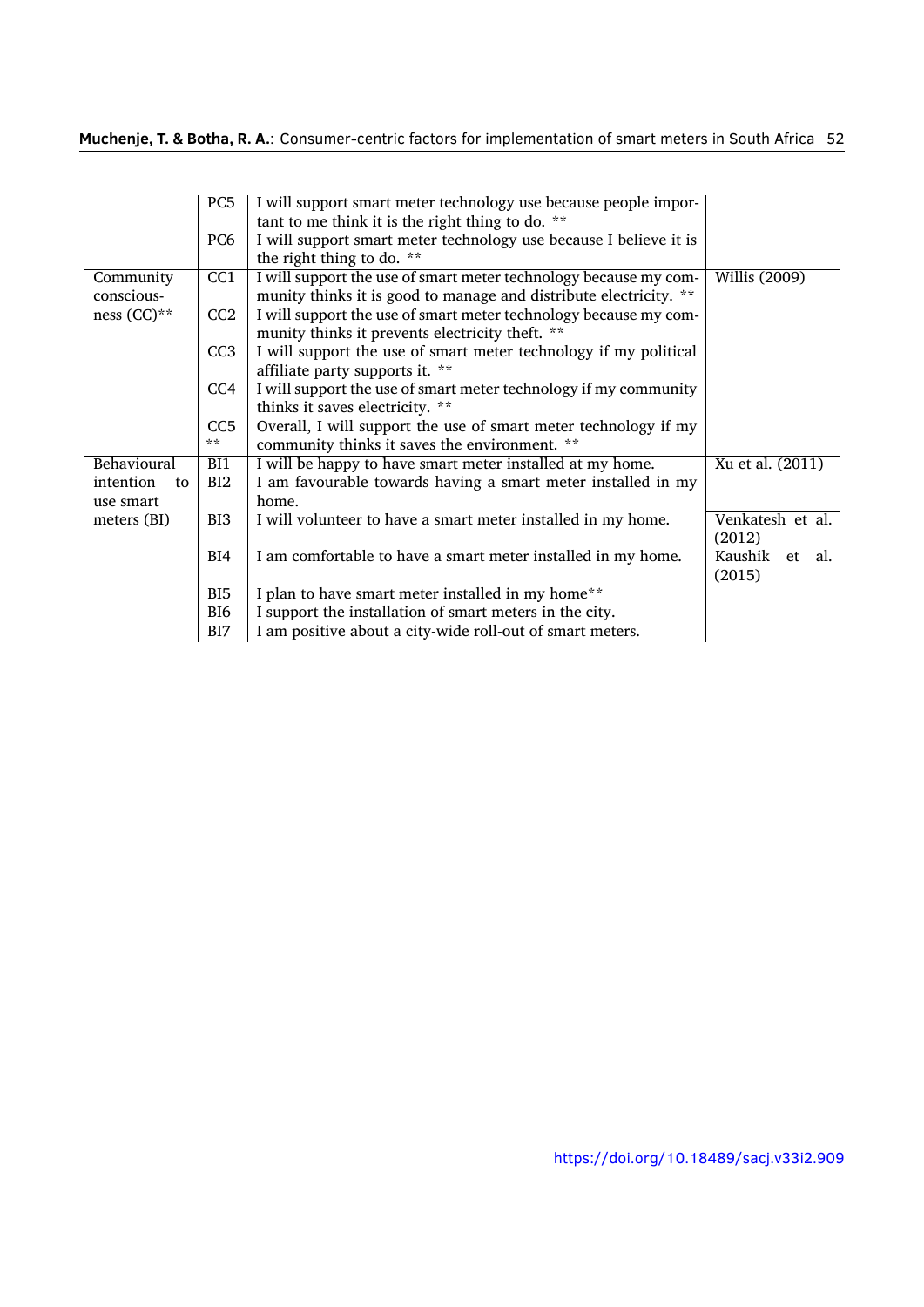| | | | |
|---|---|---|---|
| | PC5 | I will support smart meter technology use because people important to me think it is the right thing to do. ** | |
| | PC6 | I will support smart meter technology use because I believe it is the right thing to do. ** | |
| Community consciousness (CC)** | CC1 | I will support the use of smart meter technology because my community thinks it is good to manage and distribute electricity. ** | Willis (2009) |
| | CC2 | I will support the use of smart meter technology because my community thinks it prevents electricity theft. ** | |
| | CC3 | I will support the use of smart meter technology if my political affiliate party supports it. ** | |
| | CC4 | I will support the use of smart meter technology if my community thinks it saves electricity. ** | |
| | CC5 ** | Overall, I will support the use of smart meter technology if my community thinks it saves the environment. ** | |
| Behavioural intention to use smart meters (BI) | BI1 | I will be happy to have smart meter installed at my home. | Xu et al. (2011) |
| | BI2 | I am favourable towards having a smart meter installed in my home. | |
| | BI3 | I will volunteer to have a smart meter installed in my home. | Venkatesh et al. (2012) |
| | BI4 | I am comfortable to have a smart meter installed in my home. | Kaushik et al. (2015) |
| | BI5 | I plan to have smart meter installed in my home** | |
| | BI6 | I support the installation of smart meters in the city. | |
| | BI7 | I am positive about a city-wide roll-out of smart meters. | |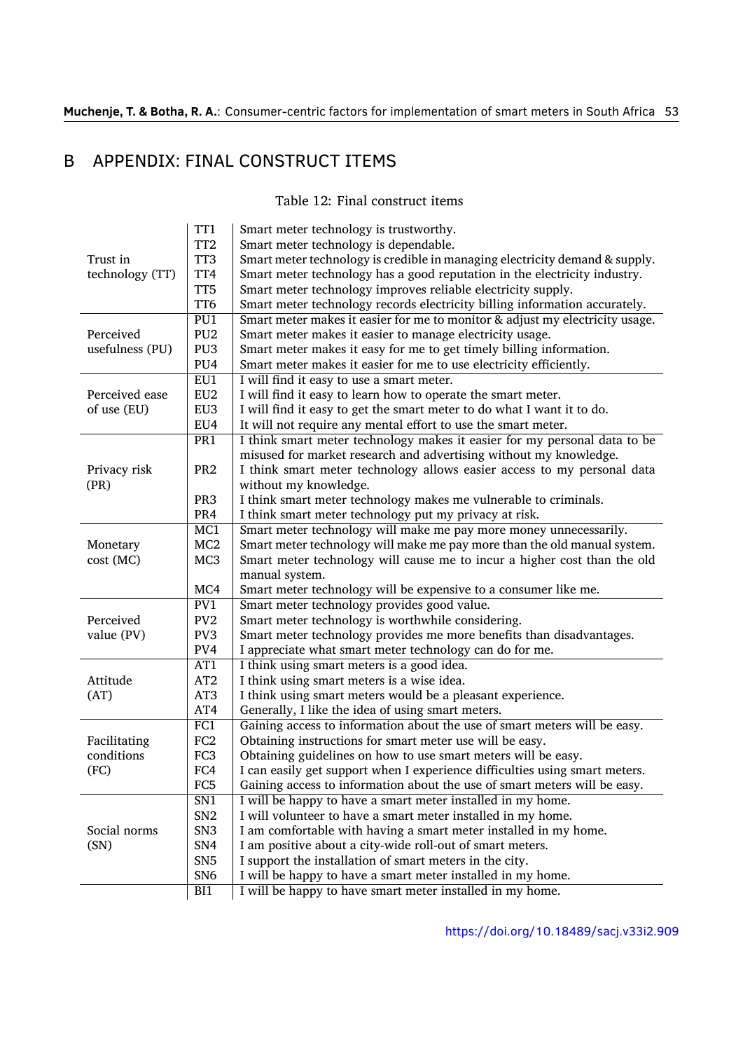# B APPENDIX: FINAL CONSTRUCT ITEMS

Table 12: Final construct items

| Construct | Item | Statement |
|---|---|---|
| Trust in technology (TT) | TT1 | Smart meter technology is trustworthy. |
| | TT2 | Smart meter technology is dependable. |
| | TT3 | Smart meter technology is credible in managing electricity demand & supply. |
| | TT4 | Smart meter technology has a good reputation in the electricity industry. |
| | TT5 | Smart meter technology improves reliable electricity supply. |
| | TT6 | Smart meter technology records electricity billing information accurately. |
| Perceived usefulness (PU) | PU1 | Smart meter makes it easier for me to monitor & adjust my electricity usage. |
| | PU2 | Smart meter makes it easier to manage electricity usage. |
| | PU3 | Smart meter makes it easy for me to get timely billing information. |
| | PU4 | Smart meter makes it easier for me to use electricity efficiently. |
| Perceived ease of use (EU) | EU1 | I will find it easy to use a smart meter. |
| | EU2 | I will find it easy to learn how to operate the smart meter. |
| | EU3 | I will find it easy to get the smart meter to do what I want it to do. |
| | EU4 | It will not require any mental effort to use the smart meter. |
| Privacy risk (PR) | PR1 | I think smart meter technology makes it easier for my personal data to be misused for market research and advertising without my knowledge. |
| | PR2 | I think smart meter technology allows easier access to my personal data without my knowledge. |
| | PR3 | I think smart meter technology makes me vulnerable to criminals. |
| | PR4 | I think smart meter technology put my privacy at risk. |
| Monetary cost (MC) | MC1 | Smart meter technology will make me pay more money unnecessarily. |
| | MC2 | Smart meter technology will make me pay more than the old manual system. |
| | MC3 | Smart meter technology will cause me to incur a higher cost than the old manual system. |
| | MC4 | Smart meter technology will be expensive to a consumer like me. |
| Perceived value (PV) | PV1 | Smart meter technology provides good value. |
| | PV2 | Smart meter technology is worthwhile considering. |
| | PV3 | Smart meter technology provides me more benefits than disadvantages. |
| | PV4 | I appreciate what smart meter technology can do for me. |
| Attitude (AT) | AT1 | I think using smart meters is a good idea. |
| | AT2 | I think using smart meters is a wise idea. |
| | AT3 | I think using smart meters would be a pleasant experience. |
| | AT4 | Generally, I like the idea of using smart meters. |
| Facilitating conditions (FC) | FC1 | Gaining access to information about the use of smart meters will be easy. |
| | FC2 | Obtaining instructions for smart meter use will be easy. |
| | FC3 | Obtaining guidelines on how to use smart meters will be easy. |
| | FC4 | I can easily get support when I experience difficulties using smart meters. |
| | FC5 | Gaining access to information about the use of smart meters will be easy. |
| Social norms (SN) | SN1 | I will be happy to have a smart meter installed in my home. |
| | SN2 | I will volunteer to have a smart meter installed in my home. |
| | SN3 | I am comfortable with having a smart meter installed in my home. |
| | SN4 | I am positive about a city-wide roll-out of smart meters. |
| | SN5 | I support the installation of smart meters in the city. |
| | SN6 | I will be happy to have a smart meter installed in my home. |
| | BI1 | I will be happy to have smart meter installed in my home. |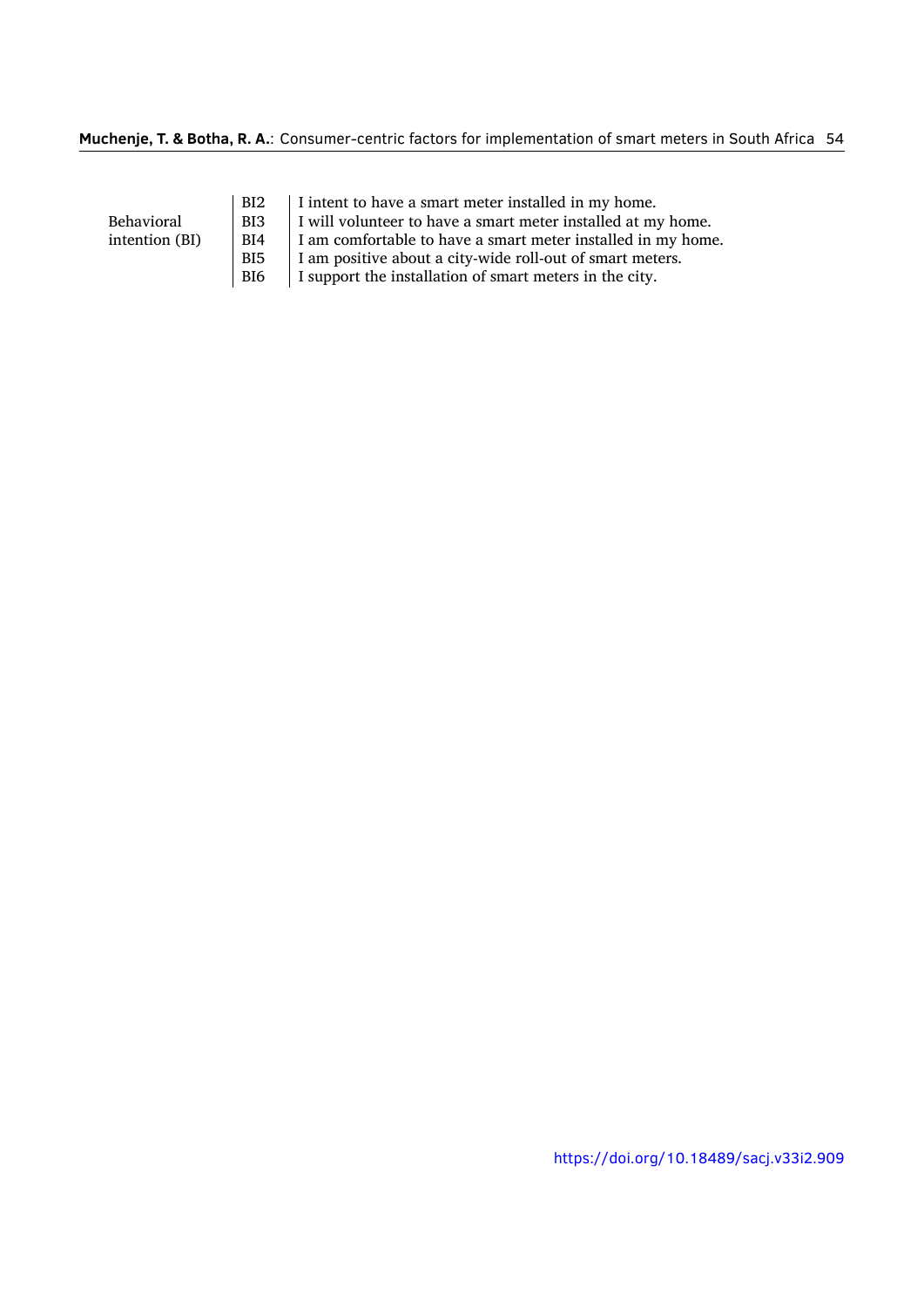| | | |
|---|---|---|
| Behavioral intention (BI) | BI2 | I intent to have a smart meter installed in my home. |
| | BI3 | I will volunteer to have a smart meter installed at my home. |
| | BI4 | I am comfortable to have a smart meter installed in my home. |
| | BI5 | I am positive about a city-wide roll-out of smart meters. |
| | BI6 | I support the installation of smart meters in the city. |